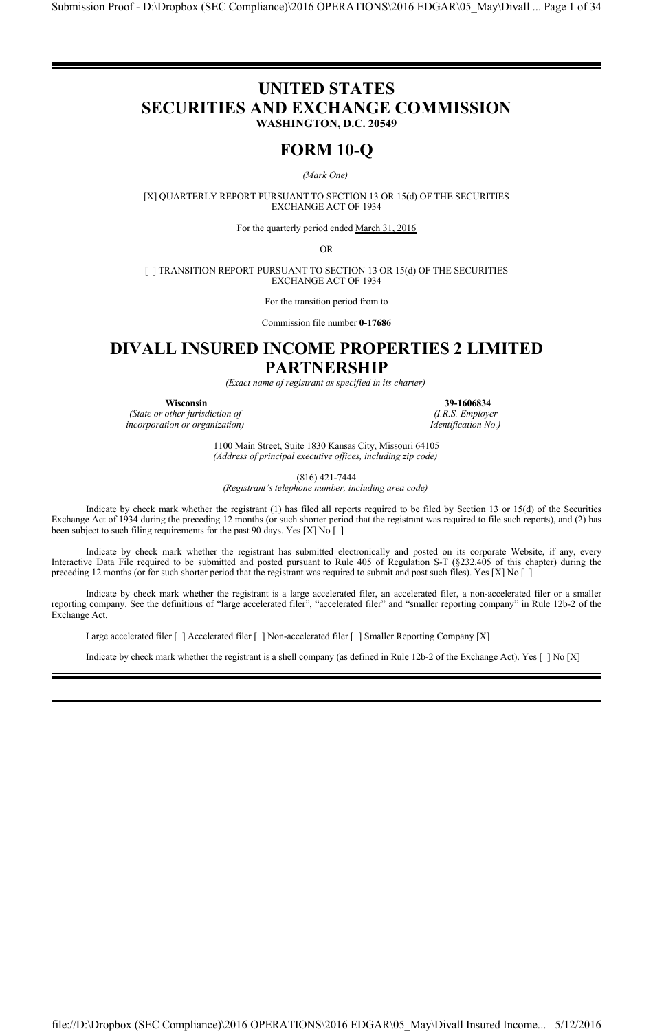# UNITED STATES SECURITIES AND EXCHANGE COMMISSION

**WASHINGTON, D.C. 20549**

# FORM 10-Q

*(Mark One)*

[X] QUARTERLY REPORT PURSUANT TO SECTION 13 OR 15(d) OF THE SECURITIES EXCHANGE ACT OF 1934

For the quarterly period ended March 31, 2016

OR

[ ] TRANSITION REPORT PURSUANT TO SECTION 13 OR 15(d) OF THE SECURITIES EXCHANGE ACT OF 1934

For the transition period from to

Commission file number **0-17686**

# DIVALL INSURED INCOME PROPERTIES 2 LIMITED PARTNERSHIP

*(Exact name of registrant as specified in its charter)*

| **Wisconsin** | **39-1606834** |
|---|---|
| *(State or other jurisdiction of incorporation or organization)* | *(I.R.S. Employer Identification No.)* |

1100 Main Street, Suite 1830 Kansas City, Missouri 64105
*(Address of principal executive offices, including zip code)*

(816) 421-7444
*(Registrant's telephone number, including area code)*

Indicate by check mark whether the registrant (1) has filed all reports required to be filed by Section 13 or 15(d) of the Securities Exchange Act of 1934 during the preceding 12 months (or such shorter period that the registrant was required to file such reports), and (2) has been subject to such filing requirements for the past 90 days. Yes [X] No [ ]

Indicate by check mark whether the registrant has submitted electronically and posted on its corporate Website, if any, every Interactive Data File required to be submitted and posted pursuant to Rule 405 of Regulation S-T (§232.405 of this chapter) during the preceding 12 months (or for such shorter period that the registrant was required to submit and post such files). Yes [X] No [ ]

Indicate by check mark whether the registrant is a large accelerated filer, an accelerated filer, a non-accelerated filer or a smaller reporting company. See the definitions of "large accelerated filer", "accelerated filer" and "smaller reporting company" in Rule 12b-2 of the Exchange Act.

Large accelerated filer [ ] Accelerated filer [ ] Non-accelerated filer [ ] Smaller Reporting Company [X]

Indicate by check mark whether the registrant is a shell company (as defined in Rule 12b-2 of the Exchange Act). Yes [ ] No [X]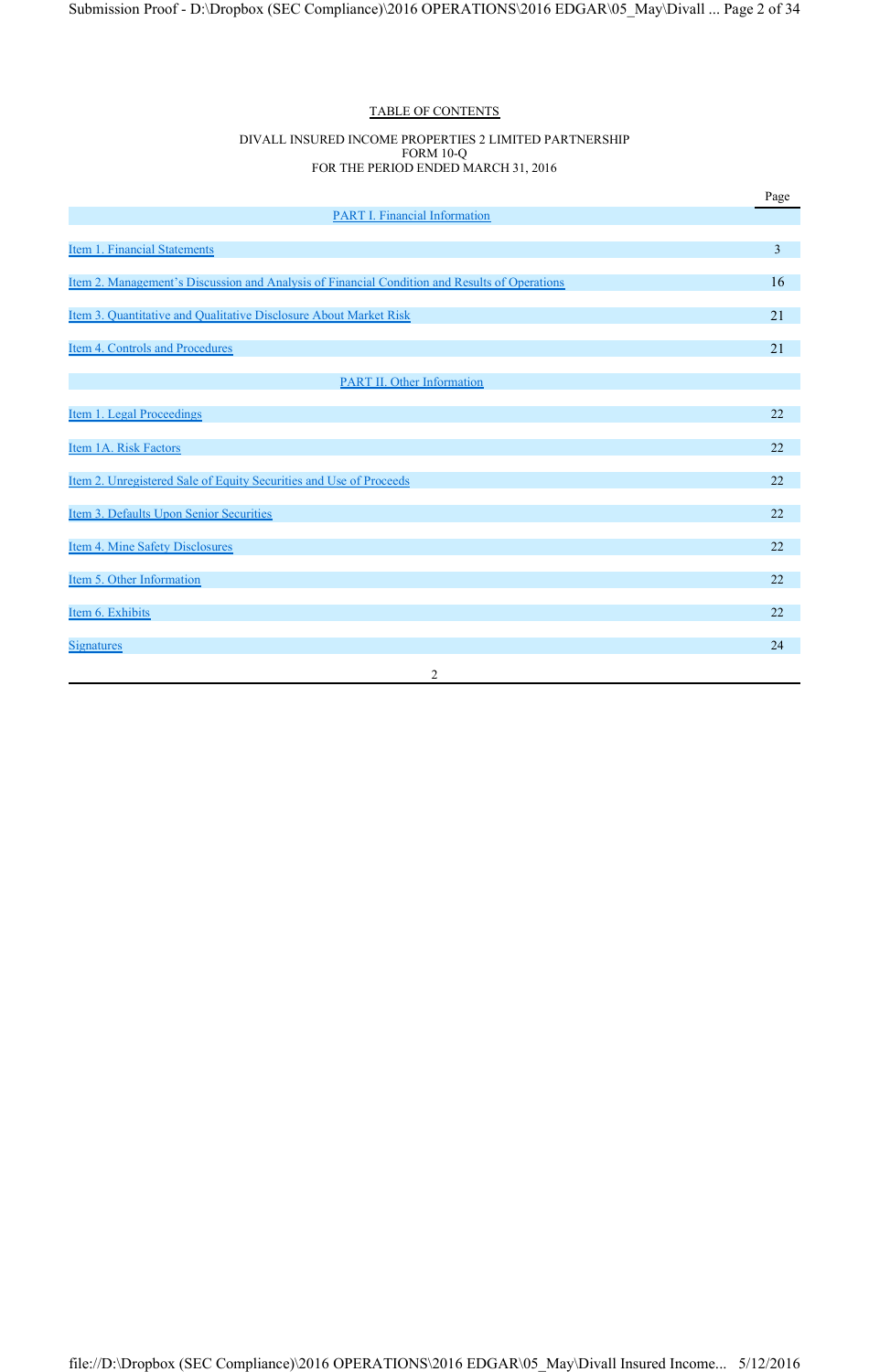TABLE OF CONTENTS

DIVALL INSURED INCOME PROPERTIES 2 LIMITED PARTNERSHIP
FORM 10-Q
FOR THE PERIOD ENDED MARCH 31, 2016

| | Page |
|---|---|
| PART I. Financial Information | |
| Item 1. Financial Statements | 3 |
| Item 2. Management's Discussion and Analysis of Financial Condition and Results of Operations | 16 |
| Item 3. Quantitative and Qualitative Disclosure About Market Risk | 21 |
| Item 4. Controls and Procedures | 21 |
| PART II. Other Information | |
| Item 1. Legal Proceedings | 22 |
| Item 1A. Risk Factors | 22 |
| Item 2. Unregistered Sale of Equity Securities and Use of Proceeds | 22 |
| Item 3. Defaults Upon Senior Securities | 22 |
| Item 4. Mine Safety Disclosures | 22 |
| Item 5. Other Information | 22 |
| Item 6. Exhibits | 22 |
| Signatures | 24 |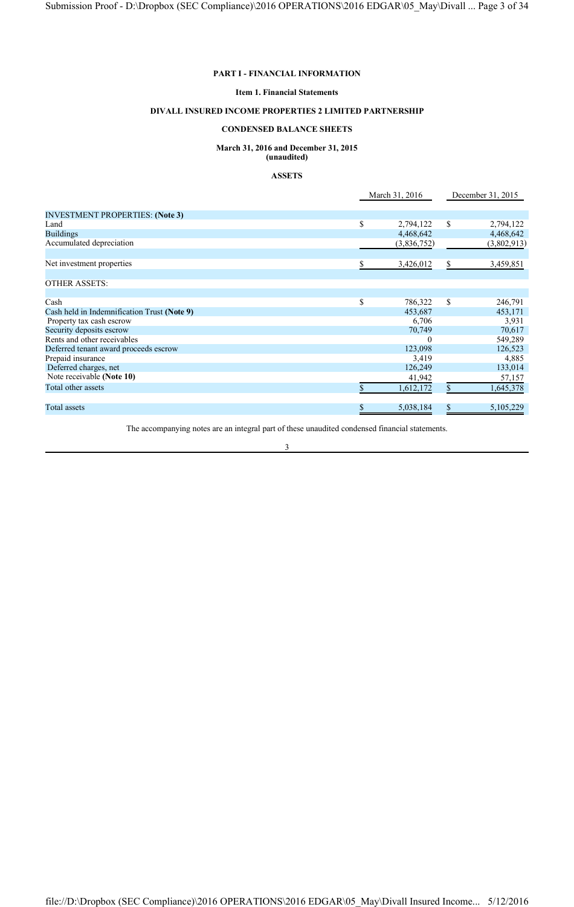**PART I - FINANCIAL INFORMATION**

**Item 1. Financial Statements**

**DIVALL INSURED INCOME PROPERTIES 2 LIMITED PARTNERSHIP**

**CONDENSED BALANCE SHEETS**

**March 31, 2016 and December 31, 2015**
**(unaudited)**

**ASSETS**

| | March 31, 2016 | December 31, 2015 |
|---|---|---|
| INVESTMENT PROPERTIES: **(Note 3)** | | |
| Land | $ 2,794,122 | $ 2,794,122 |
| Buildings | 4,468,642 | 4,468,642 |
| Accumulated depreciation | (3,836,752) | (3,802,913) |
| Net investment properties | $ 3,426,012 | $ 3,459,851 |
| OTHER ASSETS: | | |
| Cash | $ 786,322 | $ 246,791 |
| Cash held in Indemnification Trust **(Note 9)** | 453,687 | 453,171 |
| Property tax cash escrow | 6,706 | 3,931 |
| Security deposits escrow | 70,749 | 70,617 |
| Rents and other receivables | 0 | 549,289 |
| Deferred tenant award proceeds escrow | 123,098 | 126,523 |
| Prepaid insurance | 3,419 | 4,885 |
| Deferred charges, net | 126,249 | 133,014 |
| Note receivable **(Note 10)** | 41,942 | 57,157 |
| Total other assets | $ 1,612,172 | $ 1,645,378 |
| Total assets | $ 5,038,184 | $ 5,105,229 |

The accompanying notes are an integral part of these unaudited condensed financial statements.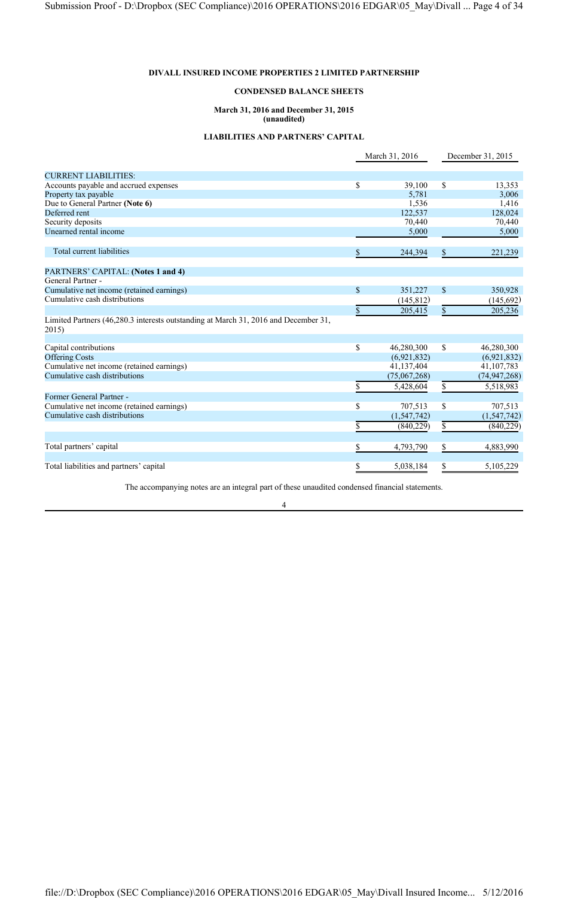**DIVALL INSURED INCOME PROPERTIES 2 LIMITED PARTNERSHIP**

**CONDENSED BALANCE SHEETS**

**March 31, 2016 and December 31, 2015**
**(unaudited)**

**LIABILITIES AND PARTNERS' CAPITAL**

| | March 31, 2016 | December 31, 2015 |
|---|---|---|
| CURRENT LIABILITIES: | | |
| Accounts payable and accrued expenses | $ 39,100 | $ 13,353 |
| Property tax payable | 5,781 | 3,006 |
| Due to General Partner **(Note 6)** | 1,536 | 1,416 |
| Deferred rent | 122,537 | 128,024 |
| Security deposits | 70,440 | 70,440 |
| Unearned rental income | 5,000 | 5,000 |
| Total current liabilities | $ 244,394 | $ 221,239 |
| PARTNERS' CAPITAL: **(Notes 1 and 4)** | | |
| General Partner - | | |
| Cumulative net income (retained earnings) | $ 351,227 | $ 350,928 |
| Cumulative cash distributions | (145,812) | (145,692) |
| | $ 205,415 | $ 205,236 |
| Limited Partners (46,280.3 interests outstanding at March 31, 2016 and December 31, 2015) | | |
| Capital contributions | $ 46,280,300 | $ 46,280,300 |
| Offering Costs | (6,921,832) | (6,921,832) |
| Cumulative net income (retained earnings) | 41,137,404 | 41,107,783 |
| Cumulative cash distributions | (75,067,268) | (74,947,268) |
| | $ 5,428,604 | $ 5,518,983 |
| Former General Partner - | | |
| Cumulative net income (retained earnings) | $ 707,513 | $ 707,513 |
| Cumulative cash distributions | (1,547,742) | (1,547,742) |
| | $ (840,229) | $ (840,229) |
| Total partners' capital | $ 4,793,790 | $ 4,883,990 |
| Total liabilities and partners' capital | $ 5,038,184 | $ 5,105,229 |

The accompanying notes are an integral part of these unaudited condensed financial statements.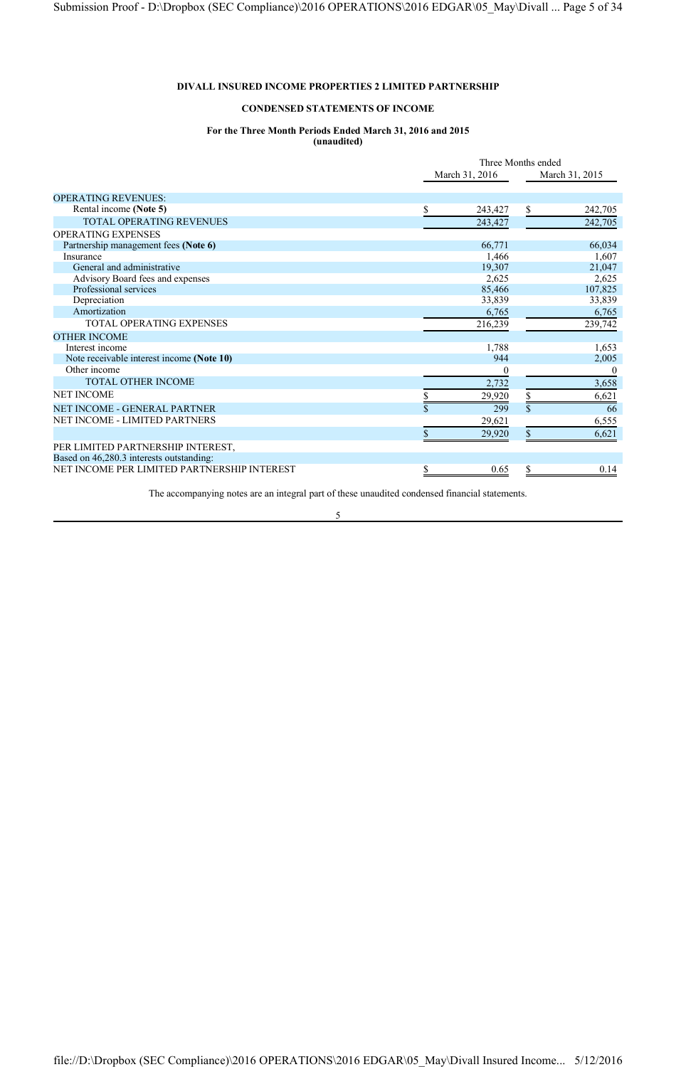**DIVALL INSURED INCOME PROPERTIES 2 LIMITED PARTNERSHIP**

**CONDENSED STATEMENTS OF INCOME**

**For the Three Month Periods Ended March 31, 2016 and 2015**
**(unaudited)**

| | Three Months ended March 31, 2016 | Three Months ended March 31, 2015 |
|---|---|---|
| OPERATING REVENUES: | | |
| Rental income **(Note 5)** | $ 243,427 | $ 242,705 |
| TOTAL OPERATING REVENUES | 243,427 | 242,705 |
| OPERATING EXPENSES | | |
| Partnership management fees **(Note 6)** | 66,771 | 66,034 |
| Insurance | 1,466 | 1,607 |
| General and administrative | 19,307 | 21,047 |
| Advisory Board fees and expenses | 2,625 | 2,625 |
| Professional services | 85,466 | 107,825 |
| Depreciation | 33,839 | 33,839 |
| Amortization | 6,765 | 6,765 |
| TOTAL OPERATING EXPENSES | 216,239 | 239,742 |
| OTHER INCOME | | |
| Interest income | 1,788 | 1,653 |
| Note receivable interest income **(Note 10)** | 944 | 2,005 |
| Other income | 0 | 0 |
| TOTAL OTHER INCOME | 2,732 | 3,658 |
| NET INCOME | $ 29,920 | $ 6,621 |
| NET INCOME - GENERAL PARTNER | $ 299 | $ 66 |
| NET INCOME - LIMITED PARTNERS | 29,621 | 6,555 |
| | $ 29,920 | $ 6,621 |
| PER LIMITED PARTNERSHIP INTEREST, | | |
| Based on 46,280.3 interests outstanding: | | |
| NET INCOME PER LIMITED PARTNERSHIP INTEREST | $ 0.65 | $ 0.14 |

The accompanying notes are an integral part of these unaudited condensed financial statements.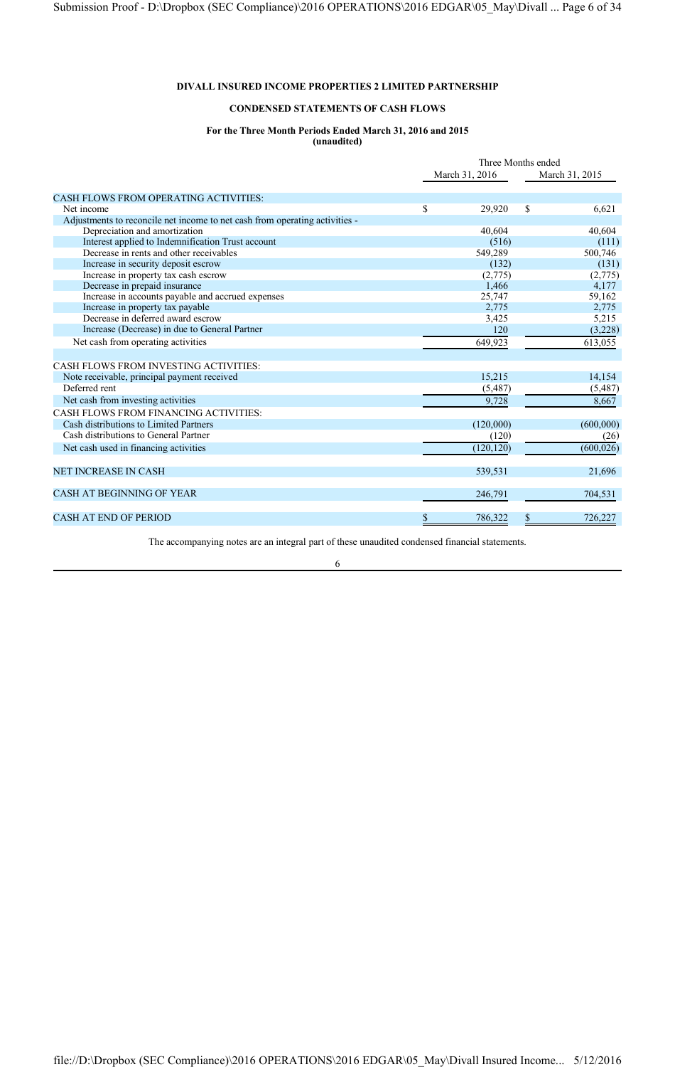**DIVALL INSURED INCOME PROPERTIES 2 LIMITED PARTNERSHIP**

**CONDENSED STATEMENTS OF CASH FLOWS**

**For the Three Month Periods Ended March 31, 2016 and 2015**
**(unaudited)**

| | Three Months ended | |
|---|---|---|
| | March 31, 2016 | March 31, 2015 |
| CASH FLOWS FROM OPERATING ACTIVITIES: | | |
| Net income | $ 29,920 | $ 6,621 |
| Adjustments to reconcile net income to net cash from operating activities - | | |
| Depreciation and amortization | 40,604 | 40,604 |
| Interest applied to Indemnification Trust account | (516) | (111) |
| Decrease in rents and other receivables | 549,289 | 500,746 |
| Increase in security deposit escrow | (132) | (131) |
| Increase in property tax cash escrow | (2,775) | (2,775) |
| Decrease in prepaid insurance | 1,466 | 4,177 |
| Increase in accounts payable and accrued expenses | 25,747 | 59,162 |
| Increase in property tax payable | 2,775 | 2,775 |
| Decrease in deferred award escrow | 3,425 | 5,215 |
| Increase (Decrease) in due to General Partner | 120 | (3,228) |
| Net cash from operating activities | 649,923 | 613,055 |
| CASH FLOWS FROM INVESTING ACTIVITIES: | | |
| Note receivable, principal payment received | 15,215 | 14,154 |
| Deferred rent | (5,487) | (5,487) |
| Net cash from investing activities | 9,728 | 8,667 |
| CASH FLOWS FROM FINANCING ACTIVITIES: | | |
| Cash distributions to Limited Partners | (120,000) | (600,000) |
| Cash distributions to General Partner | (120) | (26) |
| Net cash used in financing activities | (120,120) | (600,026) |
| NET INCREASE IN CASH | 539,531 | 21,696 |
| CASH AT BEGINNING OF YEAR | 246,791 | 704,531 |
| CASH AT END OF PERIOD | $ 786,322 | $ 726,227 |

The accompanying notes are an integral part of these unaudited condensed financial statements.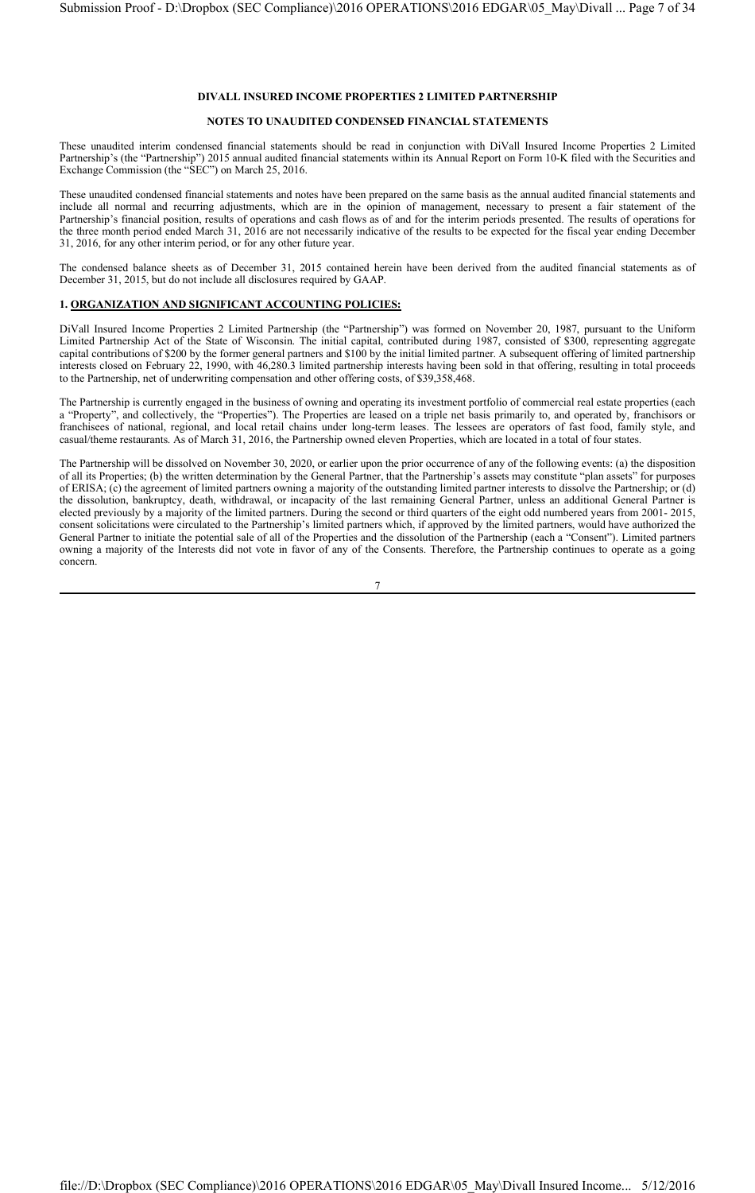**DIVALL INSURED INCOME PROPERTIES 2 LIMITED PARTNERSHIP**

**NOTES TO UNAUDITED CONDENSED FINANCIAL STATEMENTS**

These unaudited interim condensed financial statements should be read in conjunction with DiVall Insured Income Properties 2 Limited Partnership's (the "Partnership") 2015 annual audited financial statements within its Annual Report on Form 10-K filed with the Securities and Exchange Commission (the "SEC") on March 25, 2016.

These unaudited condensed financial statements and notes have been prepared on the same basis as the annual audited financial statements and include all normal and recurring adjustments, which are in the opinion of management, necessary to present a fair statement of the Partnership's financial position, results of operations and cash flows as of and for the interim periods presented. The results of operations for the three month period ended March 31, 2016 are not necessarily indicative of the results to be expected for the fiscal year ending December 31, 2016, for any other interim period, or for any other future year.

The condensed balance sheets as of December 31, 2015 contained herein have been derived from the audited financial statements as of December 31, 2015, but do not include all disclosures required by GAAP.

**1. <u>ORGANIZATION AND SIGNIFICANT ACCOUNTING POLICIES:</u>**

DiVall Insured Income Properties 2 Limited Partnership (the "Partnership") was formed on November 20, 1987, pursuant to the Uniform Limited Partnership Act of the State of Wisconsin. The initial capital, contributed during 1987, consisted of $300, representing aggregate capital contributions of $200 by the former general partners and $100 by the initial limited partner. A subsequent offering of limited partnership interests closed on February 22, 1990, with 46,280.3 limited partnership interests having been sold in that offering, resulting in total proceeds to the Partnership, net of underwriting compensation and other offering costs, of $39,358,468.

The Partnership is currently engaged in the business of owning and operating its investment portfolio of commercial real estate properties (each a "Property", and collectively, the "Properties"). The Properties are leased on a triple net basis primarily to, and operated by, franchisors or franchisees of national, regional, and local retail chains under long-term leases. The lessees are operators of fast food, family style, and casual/theme restaurants. As of March 31, 2016, the Partnership owned eleven Properties, which are located in a total of four states.

The Partnership will be dissolved on November 30, 2020, or earlier upon the prior occurrence of any of the following events: (a) the disposition of all its Properties; (b) the written determination by the General Partner, that the Partnership's assets may constitute "plan assets" for purposes of ERISA; (c) the agreement of limited partners owning a majority of the outstanding limited partner interests to dissolve the Partnership; or (d) the dissolution, bankruptcy, death, withdrawal, or incapacity of the last remaining General Partner, unless an additional General Partner is elected previously by a majority of the limited partners. During the second or third quarters of the eight odd numbered years from 2001- 2015, consent solicitations were circulated to the Partnership's limited partners which, if approved by the limited partners, would have authorized the General Partner to initiate the potential sale of all of the Properties and the dissolution of the Partnership (each a "Consent"). Limited partners owning a majority of the Interests did not vote in favor of any of the Consents. Therefore, the Partnership continues to operate as a going concern.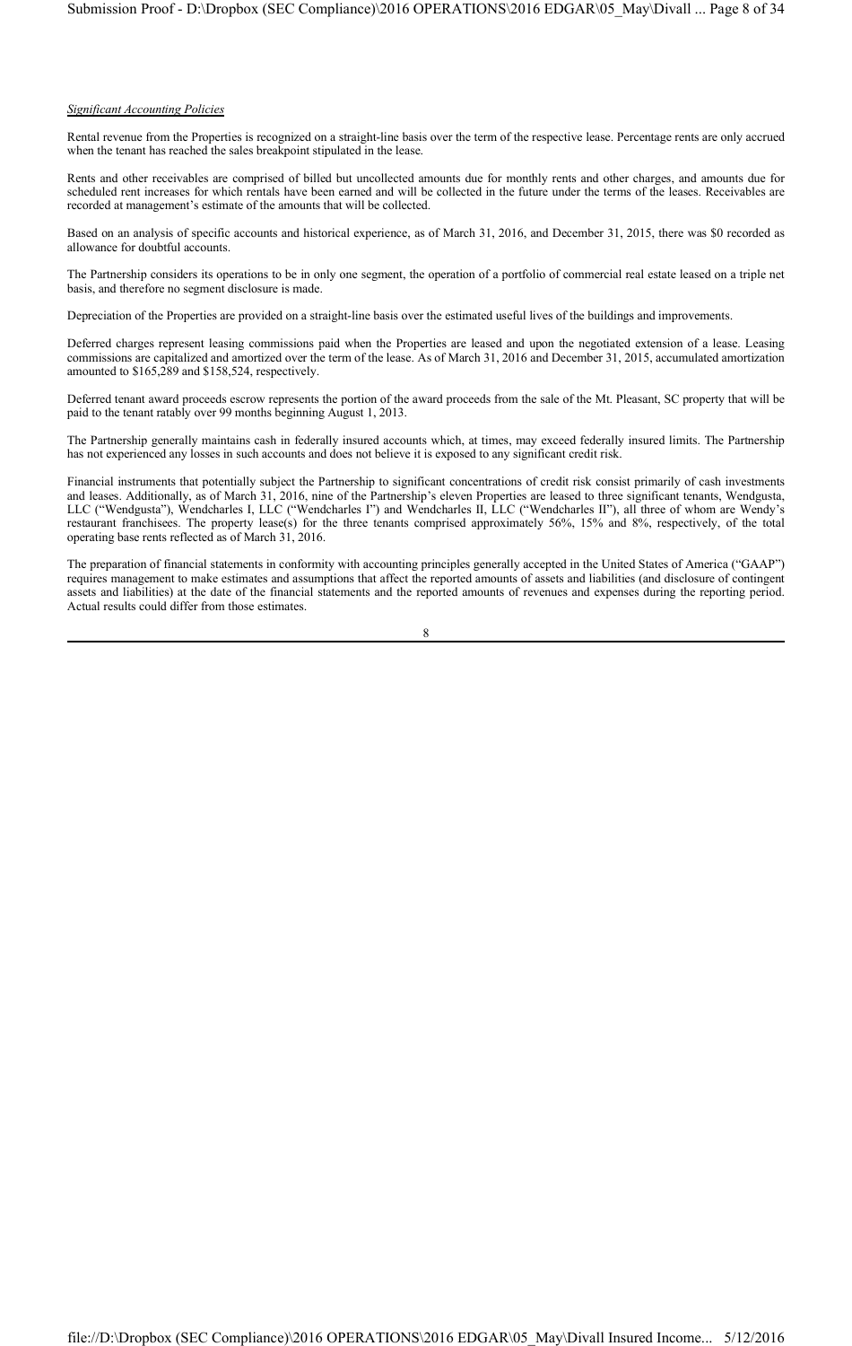*Significant Accounting Policies*

Rental revenue from the Properties is recognized on a straight-line basis over the term of the respective lease. Percentage rents are only accrued when the tenant has reached the sales breakpoint stipulated in the lease.

Rents and other receivables are comprised of billed but uncollected amounts due for monthly rents and other charges, and amounts due for scheduled rent increases for which rentals have been earned and will be collected in the future under the terms of the leases. Receivables are recorded at management's estimate of the amounts that will be collected.

Based on an analysis of specific accounts and historical experience, as of March 31, 2016, and December 31, 2015, there was $0 recorded as allowance for doubtful accounts.

The Partnership considers its operations to be in only one segment, the operation of a portfolio of commercial real estate leased on a triple net basis, and therefore no segment disclosure is made.

Depreciation of the Properties are provided on a straight-line basis over the estimated useful lives of the buildings and improvements.

Deferred charges represent leasing commissions paid when the Properties are leased and upon the negotiated extension of a lease. Leasing commissions are capitalized and amortized over the term of the lease. As of March 31, 2016 and December 31, 2015, accumulated amortization amounted to $165,289 and $158,524, respectively.

Deferred tenant award proceeds escrow represents the portion of the award proceeds from the sale of the Mt. Pleasant, SC property that will be paid to the tenant ratably over 99 months beginning August 1, 2013.

The Partnership generally maintains cash in federally insured accounts which, at times, may exceed federally insured limits. The Partnership has not experienced any losses in such accounts and does not believe it is exposed to any significant credit risk.

Financial instruments that potentially subject the Partnership to significant concentrations of credit risk consist primarily of cash investments and leases. Additionally, as of March 31, 2016, nine of the Partnership's eleven Properties are leased to three significant tenants, Wendgusta, LLC ("Wendgusta"), Wendcharles I, LLC ("Wendcharles I") and Wendcharles II, LLC ("Wendcharles II"), all three of whom are Wendy's restaurant franchisees. The property lease(s) for the three tenants comprised approximately 56%, 15% and 8%, respectively, of the total operating base rents reflected as of March 31, 2016.

The preparation of financial statements in conformity with accounting principles generally accepted in the United States of America ("GAAP") requires management to make estimates and assumptions that affect the reported amounts of assets and liabilities (and disclosure of contingent assets and liabilities) at the date of the financial statements and the reported amounts of revenues and expenses during the reporting period. Actual results could differ from those estimates.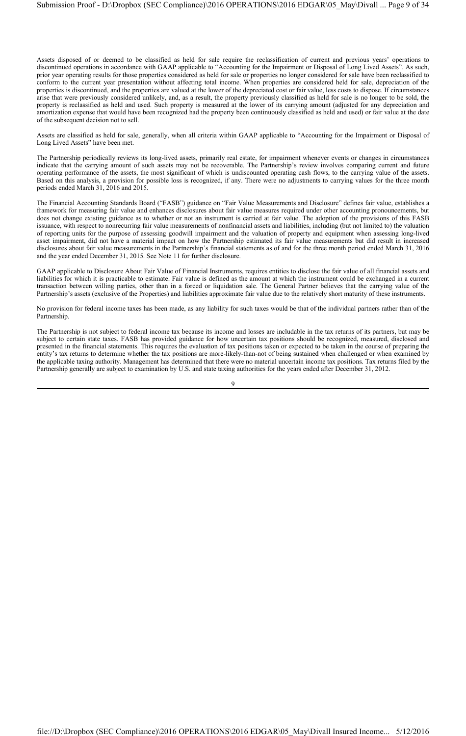Assets disposed of or deemed to be classified as held for sale require the reclassification of current and previous years' operations to discontinued operations in accordance with GAAP applicable to "Accounting for the Impairment or Disposal of Long Lived Assets". As such, prior year operating results for those properties considered as held for sale or properties no longer considered for sale have been reclassified to conform to the current year presentation without affecting total income. When properties are considered held for sale, depreciation of the properties is discontinued, and the properties are valued at the lower of the depreciated cost or fair value, less costs to dispose. If circumstances arise that were previously considered unlikely, and, as a result, the property previously classified as held for sale is no longer to be sold, the property is reclassified as held and used. Such property is measured at the lower of its carrying amount (adjusted for any depreciation and amortization expense that would have been recognized had the property been continuously classified as held and used) or fair value at the date of the subsequent decision not to sell.

Assets are classified as held for sale, generally, when all criteria within GAAP applicable to "Accounting for the Impairment or Disposal of Long Lived Assets" have been met.

The Partnership periodically reviews its long-lived assets, primarily real estate, for impairment whenever events or changes in circumstances indicate that the carrying amount of such assets may not be recoverable. The Partnership's review involves comparing current and future operating performance of the assets, the most significant of which is undiscounted operating cash flows, to the carrying value of the assets. Based on this analysis, a provision for possible loss is recognized, if any. There were no adjustments to carrying values for the three month periods ended March 31, 2016 and 2015.

The Financial Accounting Standards Board ("FASB") guidance on "Fair Value Measurements and Disclosure" defines fair value, establishes a framework for measuring fair value and enhances disclosures about fair value measures required under other accounting pronouncements, but does not change existing guidance as to whether or not an instrument is carried at fair value. The adoption of the provisions of this FASB issuance, with respect to nonrecurring fair value measurements of nonfinancial assets and liabilities, including (but not limited to) the valuation of reporting units for the purpose of assessing goodwill impairment and the valuation of property and equipment when assessing long-lived asset impairment, did not have a material impact on how the Partnership estimated its fair value measurements but did result in increased disclosures about fair value measurements in the Partnership's financial statements as of and for the three month period ended March 31, 2016 and the year ended December 31, 2015. See Note 11 for further disclosure.

GAAP applicable to Disclosure About Fair Value of Financial Instruments, requires entities to disclose the fair value of all financial assets and liabilities for which it is practicable to estimate. Fair value is defined as the amount at which the instrument could be exchanged in a current transaction between willing parties, other than in a forced or liquidation sale. The General Partner believes that the carrying value of the Partnership's assets (exclusive of the Properties) and liabilities approximate fair value due to the relatively short maturity of these instruments.

No provision for federal income taxes has been made, as any liability for such taxes would be that of the individual partners rather than of the Partnership.

The Partnership is not subject to federal income tax because its income and losses are includable in the tax returns of its partners, but may be subject to certain state taxes. FASB has provided guidance for how uncertain tax positions should be recognized, measured, disclosed and presented in the financial statements. This requires the evaluation of tax positions taken or expected to be taken in the course of preparing the entity's tax returns to determine whether the tax positions are more-likely-than-not of being sustained when challenged or when examined by the applicable taxing authority. Management has determined that there were no material uncertain income tax positions. Tax returns filed by the Partnership generally are subject to examination by U.S. and state taxing authorities for the years ended after December 31, 2012.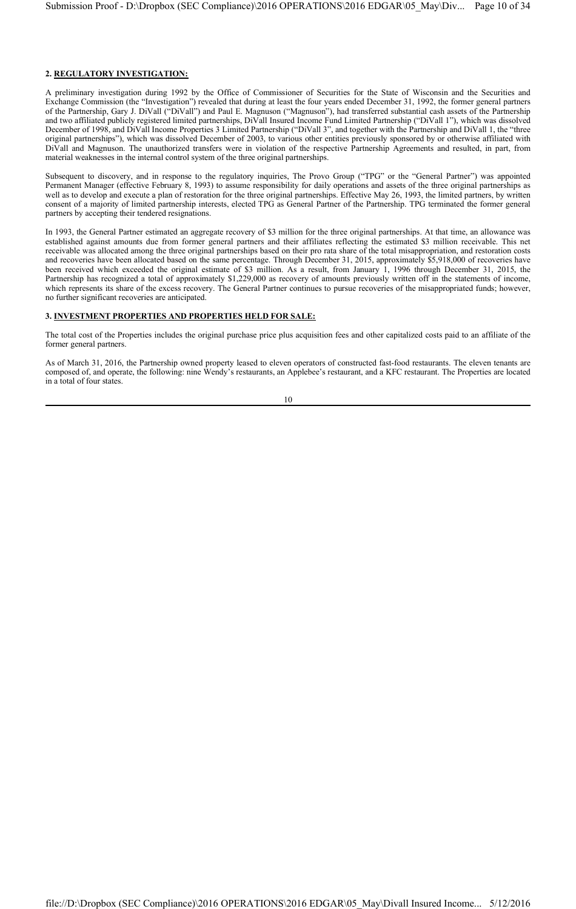## 2. REGULATORY INVESTIGATION:

A preliminary investigation during 1992 by the Office of Commissioner of Securities for the State of Wisconsin and the Securities and Exchange Commission (the "Investigation") revealed that during at least the four years ended December 31, 1992, the former general partners of the Partnership, Gary J. DiVall ("DiVall") and Paul E. Magnuson ("Magnuson"), had transferred substantial cash assets of the Partnership and two affiliated publicly registered limited partnerships, DiVall Insured Income Fund Limited Partnership ("DiVall 1"), which was dissolved December of 1998, and DiVall Income Properties 3 Limited Partnership ("DiVall 3", and together with the Partnership and DiVall 1, the "three original partnerships"), which was dissolved December of 2003, to various other entities previously sponsored by or otherwise affiliated with DiVall and Magnuson. The unauthorized transfers were in violation of the respective Partnership Agreements and resulted, in part, from material weaknesses in the internal control system of the three original partnerships.

Subsequent to discovery, and in response to the regulatory inquiries, The Provo Group ("TPG" or the "General Partner") was appointed Permanent Manager (effective February 8, 1993) to assume responsibility for daily operations and assets of the three original partnerships as well as to develop and execute a plan of restoration for the three original partnerships. Effective May 26, 1993, the limited partners, by written consent of a majority of limited partnership interests, elected TPG as General Partner of the Partnership. TPG terminated the former general partners by accepting their tendered resignations.

In 1993, the General Partner estimated an aggregate recovery of \$3 million for the three original partnerships. At that time, an allowance was established against amounts due from former general partners and their affiliates reflecting the estimated \$3 million receivable. This net receivable was allocated among the three original partnerships based on their pro rata share of the total misappropriation, and restoration costs and recoveries have been allocated based on the same percentage. Through December 31, 2015, approximately \$5,918,000 of recoveries have been received which exceeded the original estimate of \$3 million. As a result, from January 1, 1996 through December 31, 2015, the Partnership has recognized a total of approximately \$1,229,000 as recovery of amounts previously written off in the statements of income, which represents its share of the excess recovery. The General Partner continues to pursue recoveries of the misappropriated funds; however, no further significant recoveries are anticipated.

## 3. INVESTMENT PROPERTIES AND PROPERTIES HELD FOR SALE:

The total cost of the Properties includes the original purchase price plus acquisition fees and other capitalized costs paid to an affiliate of the former general partners.

As of March 31, 2016, the Partnership owned property leased to eleven operators of constructed fast-food restaurants. The eleven tenants are composed of, and operate, the following: nine Wendy's restaurants, an Applebee's restaurant, and a KFC restaurant. The Properties are located in a total of four states.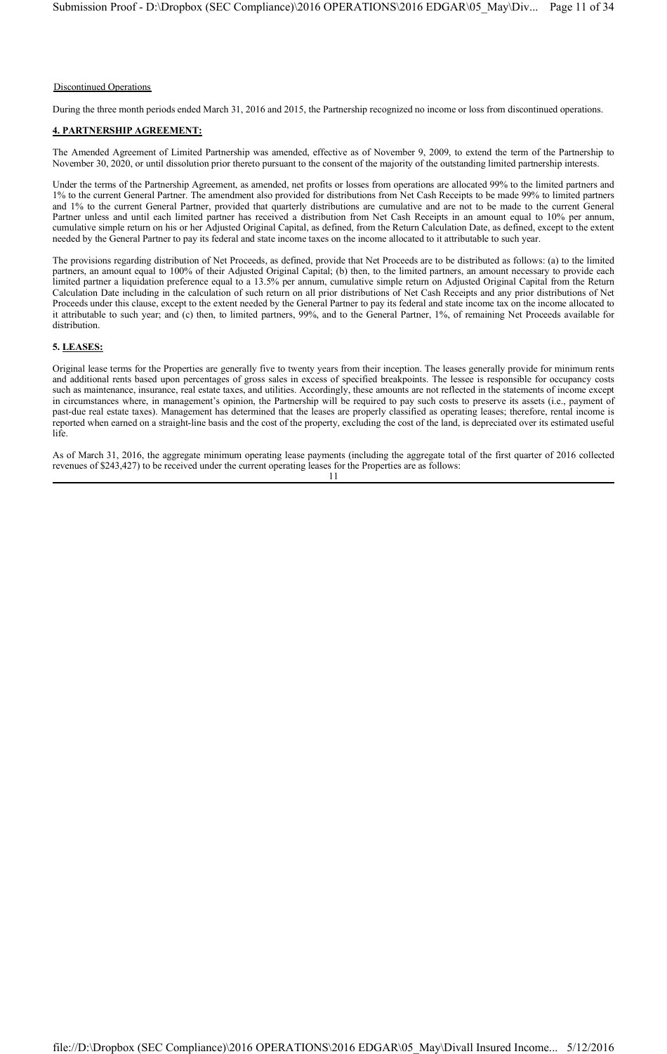Discontinued Operations

During the three month periods ended March 31, 2016 and 2015, the Partnership recognized no income or loss from discontinued operations.

**4. PARTNERSHIP AGREEMENT:**

The Amended Agreement of Limited Partnership was amended, effective as of November 9, 2009, to extend the term of the Partnership to November 30, 2020, or until dissolution prior thereto pursuant to the consent of the majority of the outstanding limited partnership interests.

Under the terms of the Partnership Agreement, as amended, net profits or losses from operations are allocated 99% to the limited partners and 1% to the current General Partner. The amendment also provided for distributions from Net Cash Receipts to be made 99% to limited partners and 1% to the current General Partner, provided that quarterly distributions are cumulative and are not to be made to the current General Partner unless and until each limited partner has received a distribution from Net Cash Receipts in an amount equal to 10% per annum, cumulative simple return on his or her Adjusted Original Capital, as defined, from the Return Calculation Date, as defined, except to the extent needed by the General Partner to pay its federal and state income taxes on the income allocated to it attributable to such year.

The provisions regarding distribution of Net Proceeds, as defined, provide that Net Proceeds are to be distributed as follows: (a) to the limited partners, an amount equal to 100% of their Adjusted Original Capital; (b) then, to the limited partners, an amount necessary to provide each limited partner a liquidation preference equal to a 13.5% per annum, cumulative simple return on Adjusted Original Capital from the Return Calculation Date including in the calculation of such return on all prior distributions of Net Cash Receipts and any prior distributions of Net Proceeds under this clause, except to the extent needed by the General Partner to pay its federal and state income tax on the income allocated to it attributable to such year; and (c) then, to limited partners, 99%, and to the General Partner, 1%, of remaining Net Proceeds available for distribution.

**5. LEASES:**

Original lease terms for the Properties are generally five to twenty years from their inception. The leases generally provide for minimum rents and additional rents based upon percentages of gross sales in excess of specified breakpoints. The lessee is responsible for occupancy costs such as maintenance, insurance, real estate taxes, and utilities. Accordingly, these amounts are not reflected in the statements of income except in circumstances where, in management's opinion, the Partnership will be required to pay such costs to preserve its assets (i.e., payment of past-due real estate taxes). Management has determined that the leases are properly classified as operating leases; therefore, rental income is reported when earned on a straight-line basis and the cost of the property, excluding the cost of the land, is depreciated over its estimated useful life.

As of March 31, 2016, the aggregate minimum operating lease payments (including the aggregate total of the first quarter of 2016 collected revenues of $243,427) to be received under the current operating leases for the Properties are as follows: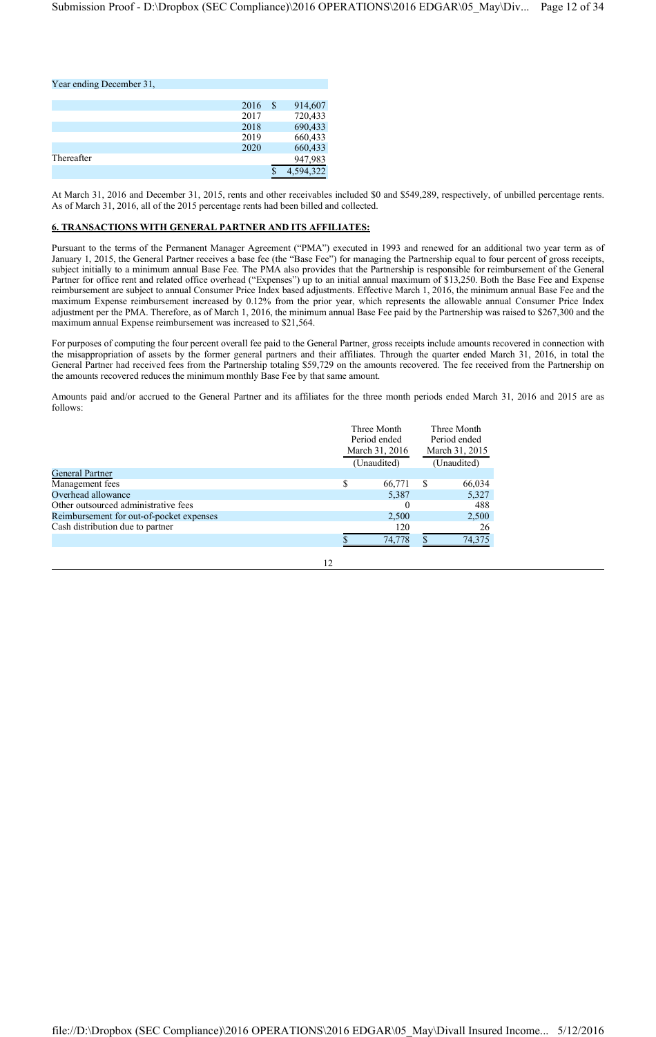| Year ending December 31, | | |
|---|---|---|
| | 2016 | $ 914,607 |
| | 2017 | 720,433 |
| | 2018 | 690,433 |
| | 2019 | 660,433 |
| | 2020 | 660,433 |
| Thereafter | | 947,983 |
| | | $ 4,594,322 |

At March 31, 2016 and December 31, 2015, rents and other receivables included $0 and $549,289, respectively, of unbilled percentage rents. As of March 31, 2016, all of the 2015 percentage rents had been billed and collected.

## 6. TRANSACTIONS WITH GENERAL PARTNER AND ITS AFFILIATES:

Pursuant to the terms of the Permanent Manager Agreement ("PMA") executed in 1993 and renewed for an additional two year term as of January 1, 2015, the General Partner receives a base fee (the "Base Fee") for managing the Partnership equal to four percent of gross receipts, subject initially to a minimum annual Base Fee. The PMA also provides that the Partnership is responsible for reimbursement of the General Partner for office rent and related office overhead ("Expenses") up to an initial annual maximum of $13,250. Both the Base Fee and Expense reimbursement are subject to annual Consumer Price Index based adjustments. Effective March 1, 2016, the minimum annual Base Fee and the maximum Expense reimbursement increased by 0.12% from the prior year, which represents the allowable annual Consumer Price Index adjustment per the PMA. Therefore, as of March 1, 2016, the minimum annual Base Fee paid by the Partnership was raised to $267,300 and the maximum annual Expense reimbursement was increased to $21,564.

For purposes of computing the four percent overall fee paid to the General Partner, gross receipts include amounts recovered in connection with the misappropriation of assets by the former general partners and their affiliates. Through the quarter ended March 31, 2016, in total the General Partner had received fees from the Partnership totaling $59,729 on the amounts recovered. The fee received from the Partnership on the amounts recovered reduces the minimum monthly Base Fee by that same amount.

Amounts paid and/or accrued to the General Partner and its affiliates for the three month periods ended March 31, 2016 and 2015 are as follows:

| | Three Month Period ended March 31, 2016 (Unaudited) | Three Month Period ended March 31, 2015 (Unaudited) |
|---|---|---|
| General Partner | | |
| Management fees | $ 66,771 | $ 66,034 |
| Overhead allowance | 5,387 | 5,327 |
| Other outsourced administrative fees | 0 | 488 |
| Reimbursement for out-of-pocket expenses | 2,500 | 2,500 |
| Cash distribution due to partner | 120 | 26 |
| | $ 74,778 | $ 74,375 |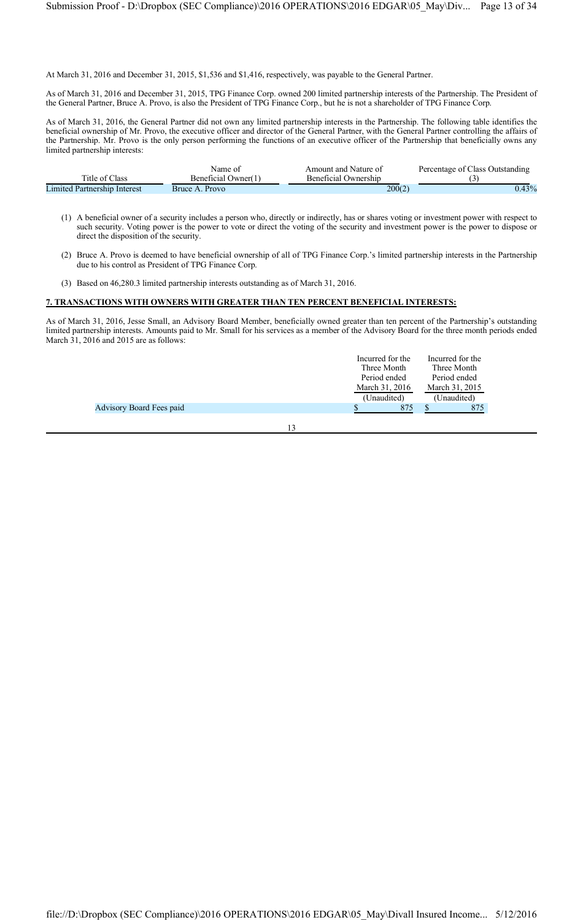At March 31, 2016 and December 31, 2015, $1,536 and $1,416, respectively, was payable to the General Partner.

As of March 31, 2016 and December 31, 2015, TPG Finance Corp. owned 200 limited partnership interests of the Partnership. The President of the General Partner, Bruce A. Provo, is also the President of TPG Finance Corp., but he is not a shareholder of TPG Finance Corp.

As of March 31, 2016, the General Partner did not own any limited partnership interests in the Partnership. The following table identifies the beneficial ownership of Mr. Provo, the executive officer and director of the General Partner, with the General Partner controlling the affairs of the Partnership. Mr. Provo is the only person performing the functions of an executive officer of the Partnership that beneficially owns any limited partnership interests:

| Title of Class | Name of Beneficial Owner(1) | Amount and Nature of Beneficial Ownership | Percentage of Class Outstanding (3) |
|---|---|---|---|
| Limited Partnership Interest | Bruce A. Provo | 200(2) | 0.43% |

(1) A beneficial owner of a security includes a person who, directly or indirectly, has or shares voting or investment power with respect to such security. Voting power is the power to vote or direct the voting of the security and investment power is the power to dispose or direct the disposition of the security.

(2) Bruce A. Provo is deemed to have beneficial ownership of all of TPG Finance Corp.'s limited partnership interests in the Partnership due to his control as President of TPG Finance Corp.

(3) Based on 46,280.3 limited partnership interests outstanding as of March 31, 2016.

## 7. TRANSACTIONS WITH OWNERS WITH GREATER THAN TEN PERCENT BENEFICIAL INTERESTS:

As of March 31, 2016, Jesse Small, an Advisory Board Member, beneficially owned greater than ten percent of the Partnership's outstanding limited partnership interests. Amounts paid to Mr. Small for his services as a member of the Advisory Board for the three month periods ended March 31, 2016 and 2015 are as follows:

| | Incurred for the Three Month Period ended March 31, 2016 (Unaudited) | Incurred for the Three Month Period ended March 31, 2015 (Unaudited) |
|---|---|---|
| Advisory Board Fees paid | $ 875 | $ 875 |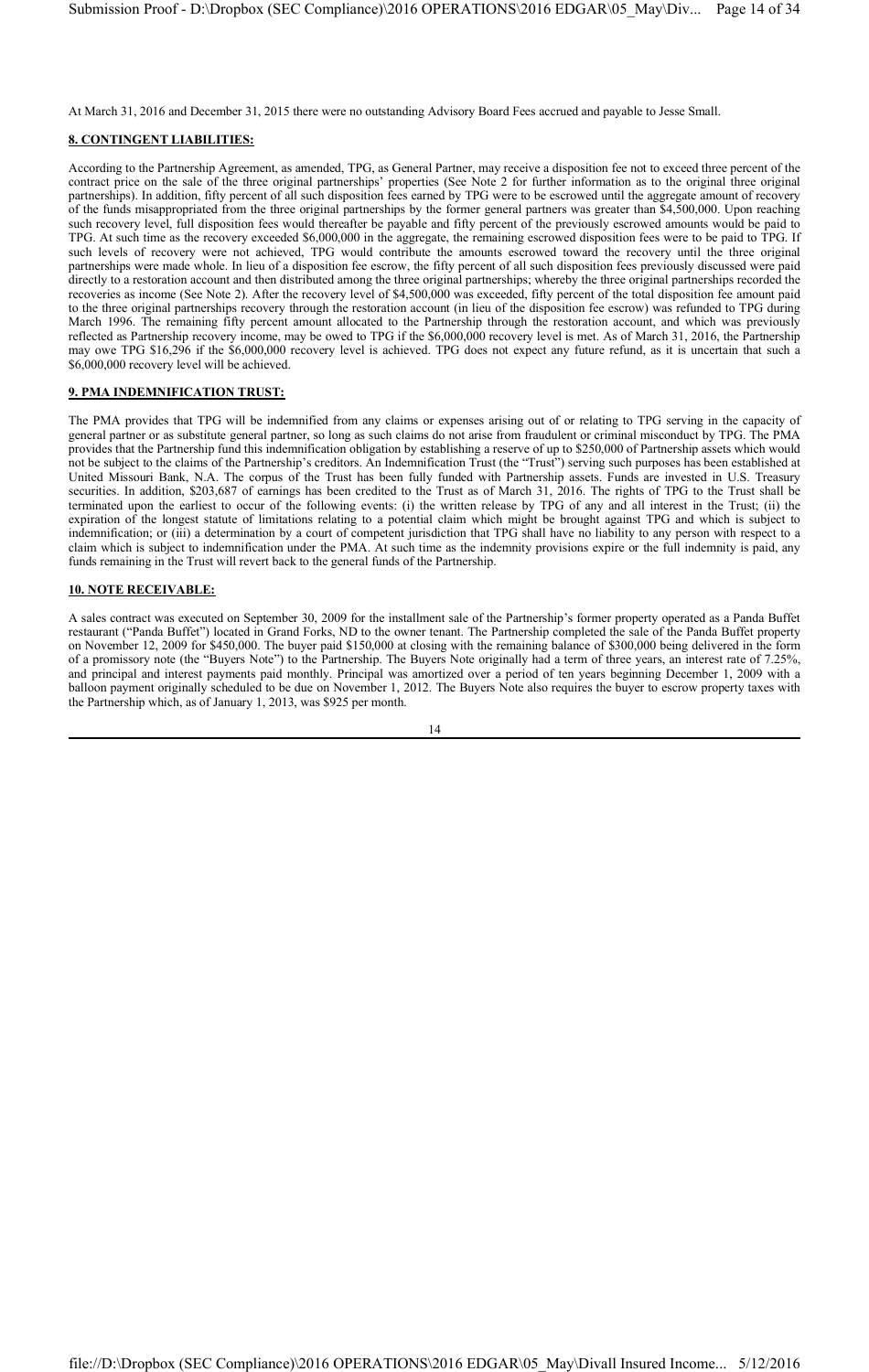At March 31, 2016 and December 31, 2015 there were no outstanding Advisory Board Fees accrued and payable to Jesse Small.

## 8. CONTINGENT LIABILITIES:

According to the Partnership Agreement, as amended, TPG, as General Partner, may receive a disposition fee not to exceed three percent of the contract price on the sale of the three original partnerships' properties (See Note 2 for further information as to the original three original partnerships). In addition, fifty percent of all such disposition fees earned by TPG were to be escrowed until the aggregate amount of recovery of the funds misappropriated from the three original partnerships by the former general partners was greater than \$4,500,000. Upon reaching such recovery level, full disposition fees would thereafter be payable and fifty percent of the previously escrowed amounts would be paid to TPG. At such time as the recovery exceeded \$6,000,000 in the aggregate, the remaining escrowed disposition fees were to be paid to TPG. If such levels of recovery were not achieved, TPG would contribute the amounts escrowed toward the recovery until the three original partnerships were made whole. In lieu of a disposition fee escrow, the fifty percent of all such disposition fees previously discussed were paid directly to a restoration account and then distributed among the three original partnerships; whereby the three original partnerships recorded the recoveries as income (See Note 2). After the recovery level of \$4,500,000 was exceeded, fifty percent of the total disposition fee amount paid to the three original partnerships recovery through the restoration account (in lieu of the disposition fee escrow) was refunded to TPG during March 1996. The remaining fifty percent amount allocated to the Partnership through the restoration account, and which was previously reflected as Partnership recovery income, may be owed to TPG if the \$6,000,000 recovery level is met. As of March 31, 2016, the Partnership may owe TPG \$16,296 if the \$6,000,000 recovery level is achieved. TPG does not expect any future refund, as it is uncertain that such a \$6,000,000 recovery level will be achieved.

## 9. PMA INDEMNIFICATION TRUST:

The PMA provides that TPG will be indemnified from any claims or expenses arising out of or relating to TPG serving in the capacity of general partner or as substitute general partner, so long as such claims do not arise from fraudulent or criminal misconduct by TPG. The PMA provides that the Partnership fund this indemnification obligation by establishing a reserve of up to \$250,000 of Partnership assets which would not be subject to the claims of the Partnership's creditors. An Indemnification Trust (the "Trust") serving such purposes has been established at United Missouri Bank, N.A. The corpus of the Trust has been fully funded with Partnership assets. Funds are invested in U.S. Treasury securities. In addition, \$203,687 of earnings has been credited to the Trust as of March 31, 2016. The rights of TPG to the Trust shall be terminated upon the earliest to occur of the following events: (i) the written release by TPG of any and all interest in the Trust; (ii) the expiration of the longest statute of limitations relating to a potential claim which might be brought against TPG and which is subject to indemnification; or (iii) a determination by a court of competent jurisdiction that TPG shall have no liability to any person with respect to a claim which is subject to indemnification under the PMA. At such time as the indemnity provisions expire or the full indemnity is paid, any funds remaining in the Trust will revert back to the general funds of the Partnership.

## 10. NOTE RECEIVABLE:

A sales contract was executed on September 30, 2009 for the installment sale of the Partnership's former property operated as a Panda Buffet restaurant ("Panda Buffet") located in Grand Forks, ND to the owner tenant. The Partnership completed the sale of the Panda Buffet property on November 12, 2009 for \$450,000. The buyer paid \$150,000 at closing with the remaining balance of \$300,000 being delivered in the form of a promissory note (the "Buyers Note") to the Partnership. The Buyers Note originally had a term of three years, an interest rate of 7.25%, and principal and interest payments paid monthly. Principal was amortized over a period of ten years beginning December 1, 2009 with a balloon payment originally scheduled to be due on November 1, 2012. The Buyers Note also requires the buyer to escrow property taxes with the Partnership which, as of January 1, 2013, was \$925 per month.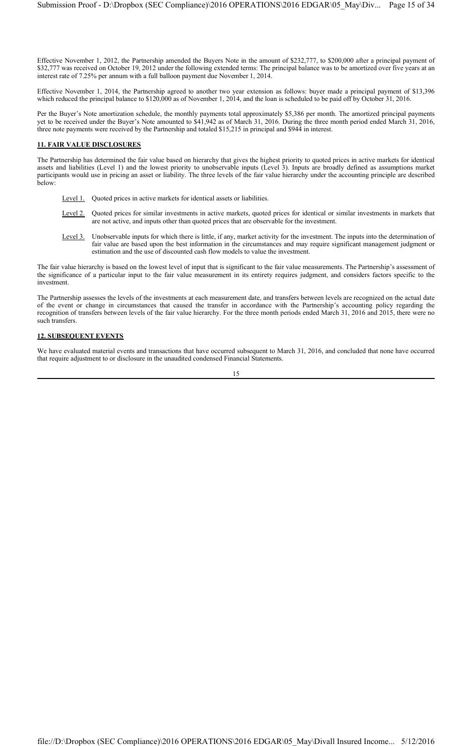Effective November 1, 2012, the Partnership amended the Buyers Note in the amount of $232,777, to $200,000 after a principal payment of $32,777 was received on October 19, 2012 under the following extended terms: The principal balance was to be amortized over five years at an interest rate of 7.25% per annum with a full balloon payment due November 1, 2014.

Effective November 1, 2014, the Partnership agreed to another two year extension as follows: buyer made a principal payment of $13,396 which reduced the principal balance to $120,000 as of November 1, 2014, and the loan is scheduled to be paid off by October 31, 2016.

Per the Buyer's Note amortization schedule, the monthly payments total approximately $5,386 per month. The amortized principal payments yet to be received under the Buyer's Note amounted to $41,942 as of March 31, 2016. During the three month period ended March 31, 2016, three note payments were received by the Partnership and totaled $15,215 in principal and $944 in interest.

## 11. FAIR VALUE DISCLOSURES

The Partnership has determined the fair value based on hierarchy that gives the highest priority to quoted prices in active markets for identical assets and liabilities (Level 1) and the lowest priority to unobservable inputs (Level 3). Inputs are broadly defined as assumptions market participants would use in pricing an asset or liability. The three levels of the fair value hierarchy under the accounting principle are described below:

- Level 1. Quoted prices in active markets for identical assets or liabilities.
- Level 2. Quoted prices for similar investments in active markets, quoted prices for identical or similar investments in markets that are not active, and inputs other than quoted prices that are observable for the investment.
- Level 3. Unobservable inputs for which there is little, if any, market activity for the investment. The inputs into the determination of fair value are based upon the best information in the circumstances and may require significant management judgment or estimation and the use of discounted cash flow models to value the investment.

The fair value hierarchy is based on the lowest level of input that is significant to the fair value measurements. The Partnership's assessment of the significance of a particular input to the fair value measurement in its entirety requires judgment, and considers factors specific to the investment.

The Partnership assesses the levels of the investments at each measurement date, and transfers between levels are recognized on the actual date of the event or change in circumstances that caused the transfer in accordance with the Partnership's accounting policy regarding the recognition of transfers between levels of the fair value hierarchy. For the three month periods ended March 31, 2016 and 2015, there were no such transfers.

## 12. SUBSEQUENT EVENTS

We have evaluated material events and transactions that have occurred subsequent to March 31, 2016, and concluded that none have occurred that require adjustment to or disclosure in the unaudited condensed Financial Statements.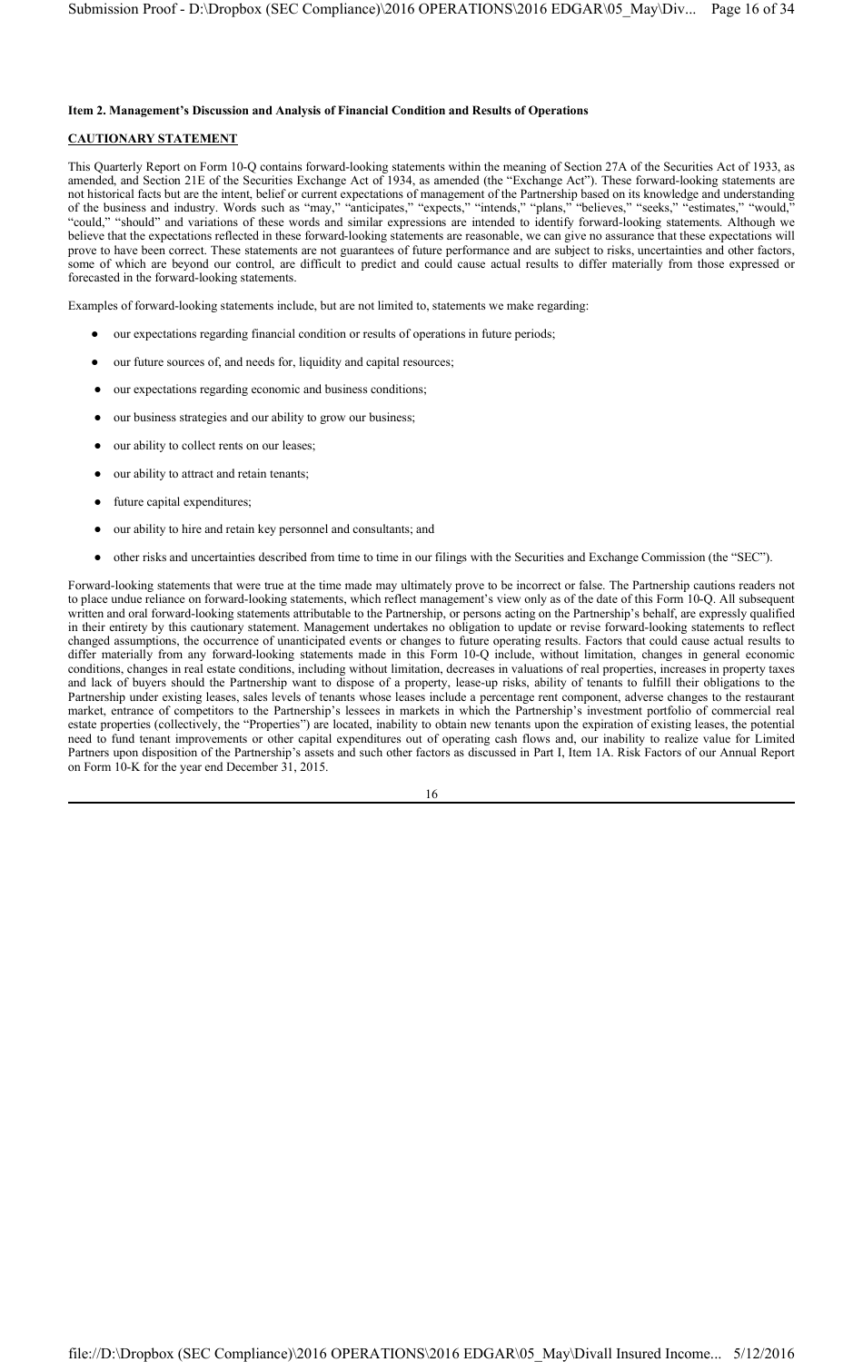**Item 2. Management's Discussion and Analysis of Financial Condition and Results of Operations**

**CAUTIONARY STATEMENT**

This Quarterly Report on Form 10-Q contains forward-looking statements within the meaning of Section 27A of the Securities Act of 1933, as amended, and Section 21E of the Securities Exchange Act of 1934, as amended (the "Exchange Act"). These forward-looking statements are not historical facts but are the intent, belief or current expectations of management of the Partnership based on its knowledge and understanding of the business and industry. Words such as "may," "anticipates," "expects," "intends," "plans," "believes," "seeks," "estimates," "would," "could," "should" and variations of these words and similar expressions are intended to identify forward-looking statements. Although we believe that the expectations reflected in these forward-looking statements are reasonable, we can give no assurance that these expectations will prove to have been correct. These statements are not guarantees of future performance and are subject to risks, uncertainties and other factors, some of which are beyond our control, are difficult to predict and could cause actual results to differ materially from those expressed or forecasted in the forward-looking statements.

Examples of forward-looking statements include, but are not limited to, statements we make regarding:

- our expectations regarding financial condition or results of operations in future periods;
- our future sources of, and needs for, liquidity and capital resources;
- our expectations regarding economic and business conditions;
- our business strategies and our ability to grow our business;
- our ability to collect rents on our leases;
- our ability to attract and retain tenants;
- future capital expenditures;
- our ability to hire and retain key personnel and consultants; and
- other risks and uncertainties described from time to time in our filings with the Securities and Exchange Commission (the "SEC").

Forward-looking statements that were true at the time made may ultimately prove to be incorrect or false. The Partnership cautions readers not to place undue reliance on forward-looking statements, which reflect management's view only as of the date of this Form 10-Q. All subsequent written and oral forward-looking statements attributable to the Partnership, or persons acting on the Partnership's behalf, are expressly qualified in their entirety by this cautionary statement. Management undertakes no obligation to update or revise forward-looking statements to reflect changed assumptions, the occurrence of unanticipated events or changes to future operating results. Factors that could cause actual results to differ materially from any forward-looking statements made in this Form 10-Q include, without limitation, changes in general economic conditions, changes in real estate conditions, including without limitation, decreases in valuations of real properties, increases in property taxes and lack of buyers should the Partnership want to dispose of a property, lease-up risks, ability of tenants to fulfill their obligations to the Partnership under existing leases, sales levels of tenants whose leases include a percentage rent component, adverse changes to the restaurant market, entrance of competitors to the Partnership's lessees in markets in which the Partnership's investment portfolio of commercial real estate properties (collectively, the "Properties") are located, inability to obtain new tenants upon the expiration of existing leases, the potential need to fund tenant improvements or other capital expenditures out of operating cash flows and, our inability to realize value for Limited Partners upon disposition of the Partnership's assets and such other factors as discussed in Part I, Item 1A. Risk Factors of our Annual Report on Form 10-K for the year end December 31, 2015.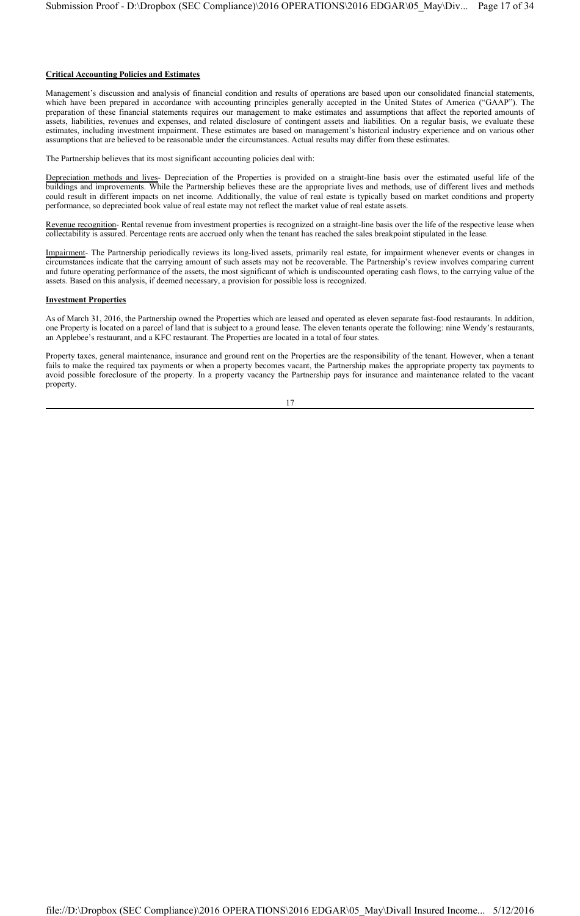**Critical Accounting Policies and Estimates**

Management's discussion and analysis of financial condition and results of operations are based upon our consolidated financial statements, which have been prepared in accordance with accounting principles generally accepted in the United States of America ("GAAP"). The preparation of these financial statements requires our management to make estimates and assumptions that affect the reported amounts of assets, liabilities, revenues and expenses, and related disclosure of contingent assets and liabilities. On a regular basis, we evaluate these estimates, including investment impairment. These estimates are based on management's historical industry experience and on various other assumptions that are believed to be reasonable under the circumstances. Actual results may differ from these estimates.

The Partnership believes that its most significant accounting policies deal with:

Depreciation methods and lives- Depreciation of the Properties is provided on a straight-line basis over the estimated useful life of the buildings and improvements. While the Partnership believes these are the appropriate lives and methods, use of different lives and methods could result in different impacts on net income. Additionally, the value of real estate is typically based on market conditions and property performance, so depreciated book value of real estate may not reflect the market value of real estate assets.

Revenue recognition- Rental revenue from investment properties is recognized on a straight-line basis over the life of the respective lease when collectability is assured. Percentage rents are accrued only when the tenant has reached the sales breakpoint stipulated in the lease.

Impairment- The Partnership periodically reviews its long-lived assets, primarily real estate, for impairment whenever events or changes in circumstances indicate that the carrying amount of such assets may not be recoverable. The Partnership's review involves comparing current and future operating performance of the assets, the most significant of which is undiscounted operating cash flows, to the carrying value of the assets. Based on this analysis, if deemed necessary, a provision for possible loss is recognized.

**Investment Properties**

As of March 31, 2016, the Partnership owned the Properties which are leased and operated as eleven separate fast-food restaurants. In addition, one Property is located on a parcel of land that is subject to a ground lease. The eleven tenants operate the following: nine Wendy's restaurants, an Applebee's restaurant, and a KFC restaurant. The Properties are located in a total of four states.

Property taxes, general maintenance, insurance and ground rent on the Properties are the responsibility of the tenant. However, when a tenant fails to make the required tax payments or when a property becomes vacant, the Partnership makes the appropriate property tax payments to avoid possible foreclosure of the property. In a property vacancy the Partnership pays for insurance and maintenance related to the vacant property.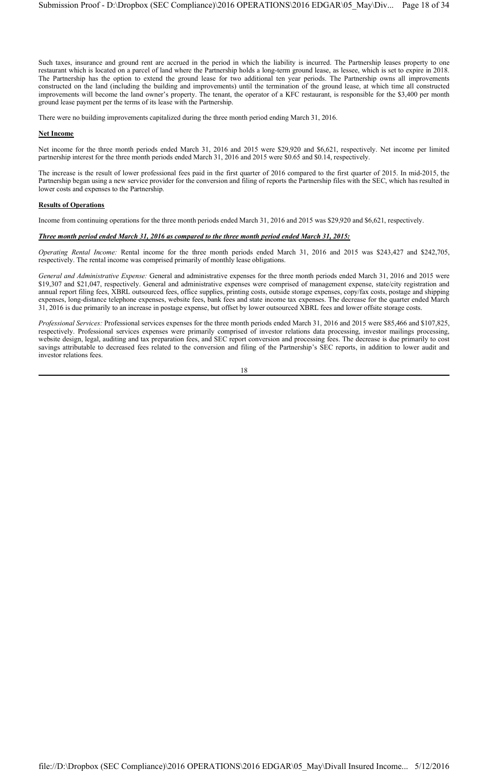Such taxes, insurance and ground rent are accrued in the period in which the liability is incurred. The Partnership leases property to one restaurant which is located on a parcel of land where the Partnership holds a long-term ground lease, as lessee, which is set to expire in 2018. The Partnership has the option to extend the ground lease for two additional ten year periods. The Partnership owns all improvements constructed on the land (including the building and improvements) until the termination of the ground lease, at which time all constructed improvements will become the land owner's property. The tenant, the operator of a KFC restaurant, is responsible for the $3,400 per month ground lease payment per the terms of its lease with the Partnership.

There were no building improvements capitalized during the three month period ending March 31, 2016.

**Net Income**

Net income for the three month periods ended March 31, 2016 and 2015 were $29,920 and $6,621, respectively. Net income per limited partnership interest for the three month periods ended March 31, 2016 and 2015 were $0.65 and $0.14, respectively.

The increase is the result of lower professional fees paid in the first quarter of 2016 compared to the first quarter of 2015. In mid-2015, the Partnership began using a new service provider for the conversion and filing of reports the Partnership files with the SEC, which has resulted in lower costs and expenses to the Partnership.

**Results of Operations**

Income from continuing operations for the three month periods ended March 31, 2016 and 2015 was $29,920 and $6,621, respectively.

***Three month period ended March 31, 2016 as compared to the three month period ended March 31, 2015:***

*Operating Rental Income:* Rental income for the three month periods ended March 31, 2016 and 2015 was $243,427 and $242,705, respectively. The rental income was comprised primarily of monthly lease obligations.

*General and Administrative Expense:* General and administrative expenses for the three month periods ended March 31, 2016 and 2015 were $19,307 and $21,047, respectively. General and administrative expenses were comprised of management expense, state/city registration and annual report filing fees, XBRL outsourced fees, office supplies, printing costs, outside storage expenses, copy/fax costs, postage and shipping expenses, long-distance telephone expenses, website fees, bank fees and state income tax expenses. The decrease for the quarter ended March 31, 2016 is due primarily to an increase in postage expense, but offset by lower outsourced XBRL fees and lower offsite storage costs.

*Professional Services:* Professional services expenses for the three month periods ended March 31, 2016 and 2015 were $85,466 and $107,825, respectively. Professional services expenses were primarily comprised of investor relations data processing, investor mailings processing, website design, legal, auditing and tax preparation fees, and SEC report conversion and processing fees. The decrease is due primarily to cost savings attributable to decreased fees related to the conversion and filing of the Partnership's SEC reports, in addition to lower audit and investor relations fees.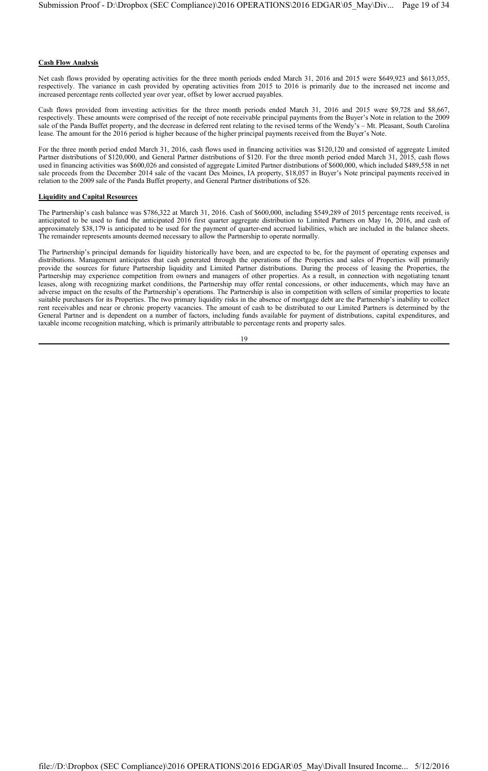**Cash Flow Analysis**

Net cash flows provided by operating activities for the three month periods ended March 31, 2016 and 2015 were $649,923 and $613,055, respectively. The variance in cash provided by operating activities from 2015 to 2016 is primarily due to the increased net income and increased percentage rents collected year over year, offset by lower accrued payables.

Cash flows provided from investing activities for the three month periods ended March 31, 2016 and 2015 were $9,728 and $8,667, respectively. These amounts were comprised of the receipt of note receivable principal payments from the Buyer's Note in relation to the 2009 sale of the Panda Buffet property, and the decrease in deferred rent relating to the revised terms of the Wendy's – Mt. Pleasant, South Carolina lease. The amount for the 2016 period is higher because of the higher principal payments received from the Buyer's Note.

For the three month period ended March 31, 2016, cash flows used in financing activities was $120,120 and consisted of aggregate Limited Partner distributions of $120,000, and General Partner distributions of $120. For the three month period ended March 31, 2015, cash flows used in financing activities was $600,026 and consisted of aggregate Limited Partner distributions of $600,000, which included $489,558 in net sale proceeds from the December 2014 sale of the vacant Des Moines, IA property, $18,057 in Buyer's Note principal payments received in relation to the 2009 sale of the Panda Buffet property, and General Partner distributions of $26.

**Liquidity and Capital Resources**

The Partnership's cash balance was $786,322 at March 31, 2016. Cash of $600,000, including $549,289 of 2015 percentage rents received, is anticipated to be used to fund the anticipated 2016 first quarter aggregate distribution to Limited Partners on May 16, 2016, and cash of approximately $38,179 is anticipated to be used for the payment of quarter-end accrued liabilities, which are included in the balance sheets. The remainder represents amounts deemed necessary to allow the Partnership to operate normally.

The Partnership's principal demands for liquidity historically have been, and are expected to be, for the payment of operating expenses and distributions. Management anticipates that cash generated through the operations of the Properties and sales of Properties will primarily provide the sources for future Partnership liquidity and Limited Partner distributions. During the process of leasing the Properties, the Partnership may experience competition from owners and managers of other properties. As a result, in connection with negotiating tenant leases, along with recognizing market conditions, the Partnership may offer rental concessions, or other inducements, which may have an adverse impact on the results of the Partnership's operations. The Partnership is also in competition with sellers of similar properties to locate suitable purchasers for its Properties. The two primary liquidity risks in the absence of mortgage debt are the Partnership's inability to collect rent receivables and near or chronic property vacancies. The amount of cash to be distributed to our Limited Partners is determined by the General Partner and is dependent on a number of factors, including funds available for payment of distributions, capital expenditures, and taxable income recognition matching, which is primarily attributable to percentage rents and property sales.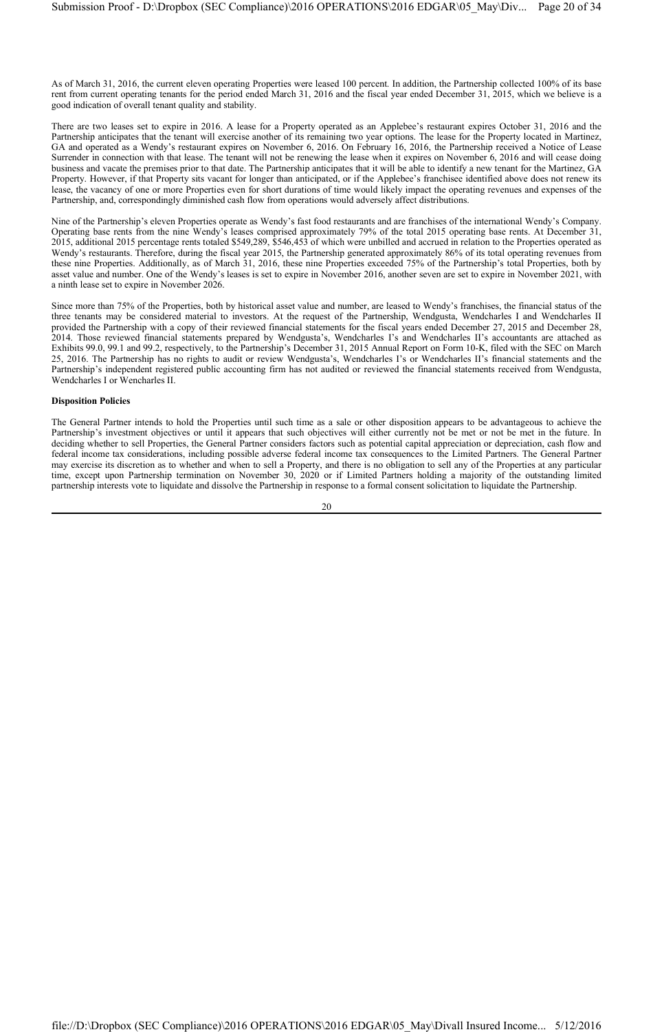As of March 31, 2016, the current eleven operating Properties were leased 100 percent. In addition, the Partnership collected 100% of its base rent from current operating tenants for the period ended March 31, 2016 and the fiscal year ended December 31, 2015, which we believe is a good indication of overall tenant quality and stability.

There are two leases set to expire in 2016. A lease for a Property operated as an Applebee's restaurant expires October 31, 2016 and the Partnership anticipates that the tenant will exercise another of its remaining two year options. The lease for the Property located in Martinez, GA and operated as a Wendy's restaurant expires on November 6, 2016. On February 16, 2016, the Partnership received a Notice of Lease Surrender in connection with that lease. The tenant will not be renewing the lease when it expires on November 6, 2016 and will cease doing business and vacate the premises prior to that date. The Partnership anticipates that it will be able to identify a new tenant for the Martinez, GA Property. However, if that Property sits vacant for longer than anticipated, or if the Applebee's franchisee identified above does not renew its lease, the vacancy of one or more Properties even for short durations of time would likely impact the operating revenues and expenses of the Partnership, and, correspondingly diminished cash flow from operations would adversely affect distributions.

Nine of the Partnership's eleven Properties operate as Wendy's fast food restaurants and are franchises of the international Wendy's Company. Operating base rents from the nine Wendy's leases comprised approximately 79% of the total 2015 operating base rents. At December 31, 2015, additional 2015 percentage rents totaled $549,289, $546,453 of which were unbilled and accrued in relation to the Properties operated as Wendy's restaurants. Therefore, during the fiscal year 2015, the Partnership generated approximately 86% of its total operating revenues from these nine Properties. Additionally, as of March 31, 2016, these nine Properties exceeded 75% of the Partnership's total Properties, both by asset value and number. One of the Wendy's leases is set to expire in November 2016, another seven are set to expire in November 2021, with a ninth lease set to expire in November 2026.

Since more than 75% of the Properties, both by historical asset value and number, are leased to Wendy's franchises, the financial status of the three tenants may be considered material to investors. At the request of the Partnership, Wendgusta, Wendcharles I and Wendcharles II provided the Partnership with a copy of their reviewed financial statements for the fiscal years ended December 27, 2015 and December 28, 2014. Those reviewed financial statements prepared by Wendgusta's, Wendcharles I's and Wendcharles II's accountants are attached as Exhibits 99.0, 99.1 and 99.2, respectively, to the Partnership's December 31, 2015 Annual Report on Form 10-K, filed with the SEC on March 25, 2016. The Partnership has no rights to audit or review Wendgusta's, Wendcharles I's or Wendcharles II's financial statements and the Partnership's independent registered public accounting firm has not audited or reviewed the financial statements received from Wendgusta, Wendcharles I or Wencharles II.

**Disposition Policies**

The General Partner intends to hold the Properties until such time as a sale or other disposition appears to be advantageous to achieve the Partnership's investment objectives or until it appears that such objectives will either currently not be met or not be met in the future. In deciding whether to sell Properties, the General Partner considers factors such as potential capital appreciation or depreciation, cash flow and federal income tax considerations, including possible adverse federal income tax consequences to the Limited Partners. The General Partner may exercise its discretion as to whether and when to sell a Property, and there is no obligation to sell any of the Properties at any particular time, except upon Partnership termination on November 30, 2020 or if Limited Partners holding a majority of the outstanding limited partnership interests vote to liquidate and dissolve the Partnership in response to a formal consent solicitation to liquidate the Partnership.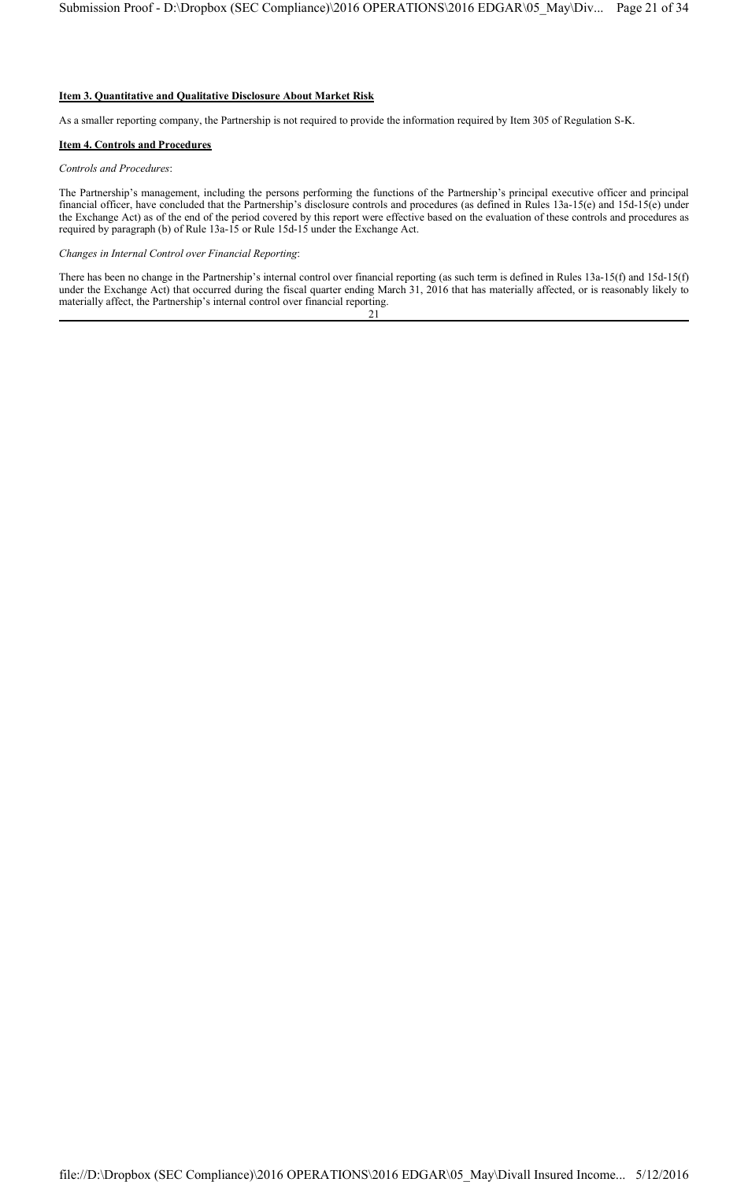**Item 3. Quantitative and Qualitative Disclosure About Market Risk**

As a smaller reporting company, the Partnership is not required to provide the information required by Item 305 of Regulation S-K.

**Item 4. Controls and Procedures**

*Controls and Procedures*:

The Partnership's management, including the persons performing the functions of the Partnership's principal executive officer and principal financial officer, have concluded that the Partnership's disclosure controls and procedures (as defined in Rules 13a-15(e) and 15d-15(e) under the Exchange Act) as of the end of the period covered by this report were effective based on the evaluation of these controls and procedures as required by paragraph (b) of Rule 13a-15 or Rule 15d-15 under the Exchange Act.

*Changes in Internal Control over Financial Reporting*:

There has been no change in the Partnership's internal control over financial reporting (as such term is defined in Rules 13a-15(f) and 15d-15(f) under the Exchange Act) that occurred during the fiscal quarter ending March 31, 2016 that has materially affected, or is reasonably likely to materially affect, the Partnership's internal control over financial reporting.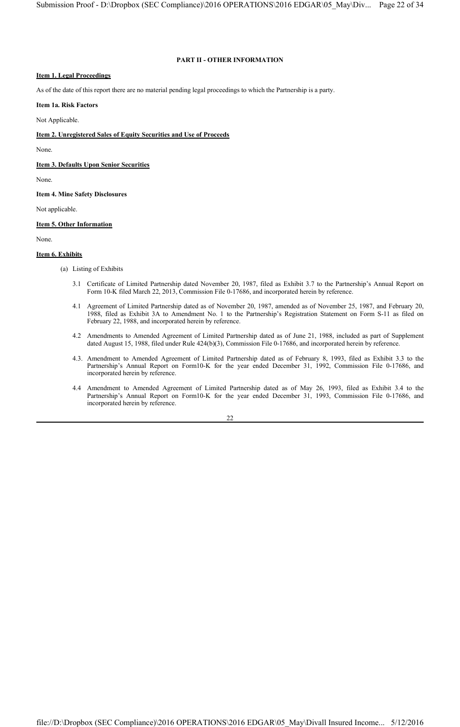## PART II - OTHER INFORMATION

**Item 1. Legal Proceedings**

As of the date of this report there are no material pending legal proceedings to which the Partnership is a party.

**Item 1a. Risk Factors**

Not Applicable.

**Item 2. Unregistered Sales of Equity Securities and Use of Proceeds**

None.

**Item 3. Defaults Upon Senior Securities**

None.

**Item 4. Mine Safety Disclosures**

Not applicable.

**Item 5. Other Information**

None.

**Item 6. Exhibits**

(a) Listing of Exhibits

3.1 Certificate of Limited Partnership dated November 20, 1987, filed as Exhibit 3.7 to the Partnership's Annual Report on Form 10-K filed March 22, 2013, Commission File 0-17686, and incorporated herein by reference.

4.1 Agreement of Limited Partnership dated as of November 20, 1987, amended as of November 25, 1987, and February 20, 1988, filed as Exhibit 3A to Amendment No. 1 to the Partnership's Registration Statement on Form S-11 as filed on February 22, 1988, and incorporated herein by reference.

4.2 Amendments to Amended Agreement of Limited Partnership dated as of June 21, 1988, included as part of Supplement dated August 15, 1988, filed under Rule 424(b)(3), Commission File 0-17686, and incorporated herein by reference.

4.3. Amendment to Amended Agreement of Limited Partnership dated as of February 8, 1993, filed as Exhibit 3.3 to the Partnership's Annual Report on Form10-K for the year ended December 31, 1992, Commission File 0-17686, and incorporated herein by reference.

4.4 Amendment to Amended Agreement of Limited Partnership dated as of May 26, 1993, filed as Exhibit 3.4 to the Partnership's Annual Report on Form10-K for the year ended December 31, 1993, Commission File 0-17686, and incorporated herein by reference.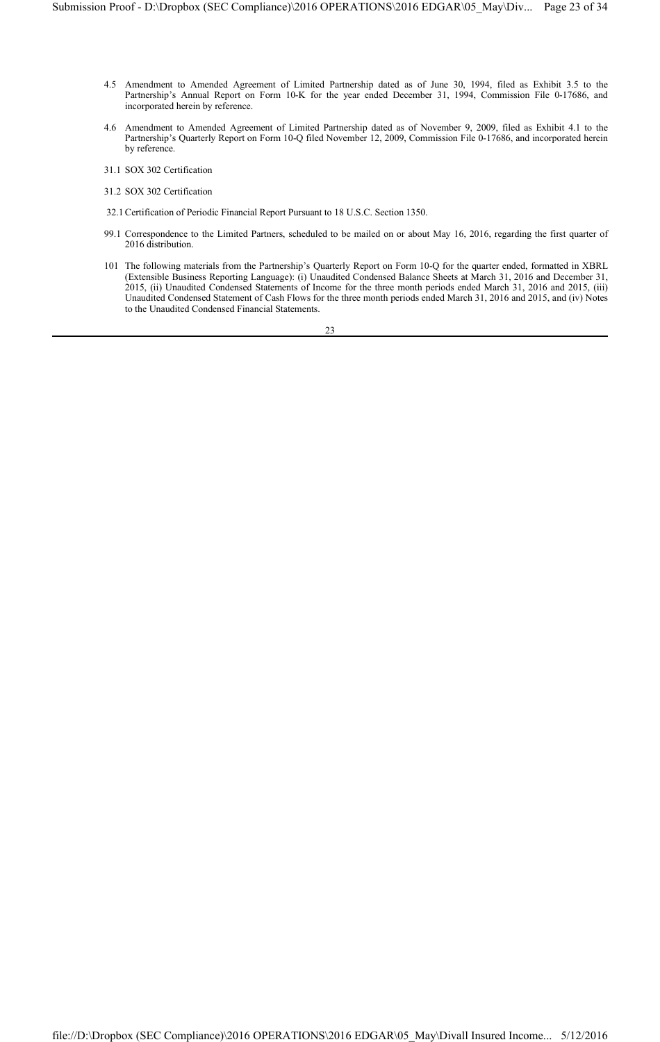4.5 Amendment to Amended Agreement of Limited Partnership dated as of June 30, 1994, filed as Exhibit 3.5 to the Partnership's Annual Report on Form 10-K for the year ended December 31, 1994, Commission File 0-17686, and incorporated herein by reference.

4.6 Amendment to Amended Agreement of Limited Partnership dated as of November 9, 2009, filed as Exhibit 4.1 to the Partnership's Quarterly Report on Form 10-Q filed November 12, 2009, Commission File 0-17686, and incorporated herein by reference.

31.1 SOX 302 Certification

31.2 SOX 302 Certification

32.1 Certification of Periodic Financial Report Pursuant to 18 U.S.C. Section 1350.

99.1 Correspondence to the Limited Partners, scheduled to be mailed on or about May 16, 2016, regarding the first quarter of 2016 distribution.

101 The following materials from the Partnership's Quarterly Report on Form 10-Q for the quarter ended, formatted in XBRL (Extensible Business Reporting Language): (i) Unaudited Condensed Balance Sheets at March 31, 2016 and December 31, 2015, (ii) Unaudited Condensed Statements of Income for the three month periods ended March 31, 2016 and 2015, (iii) Unaudited Condensed Statement of Cash Flows for the three month periods ended March 31, 2016 and 2015, and (iv) Notes to the Unaudited Condensed Financial Statements.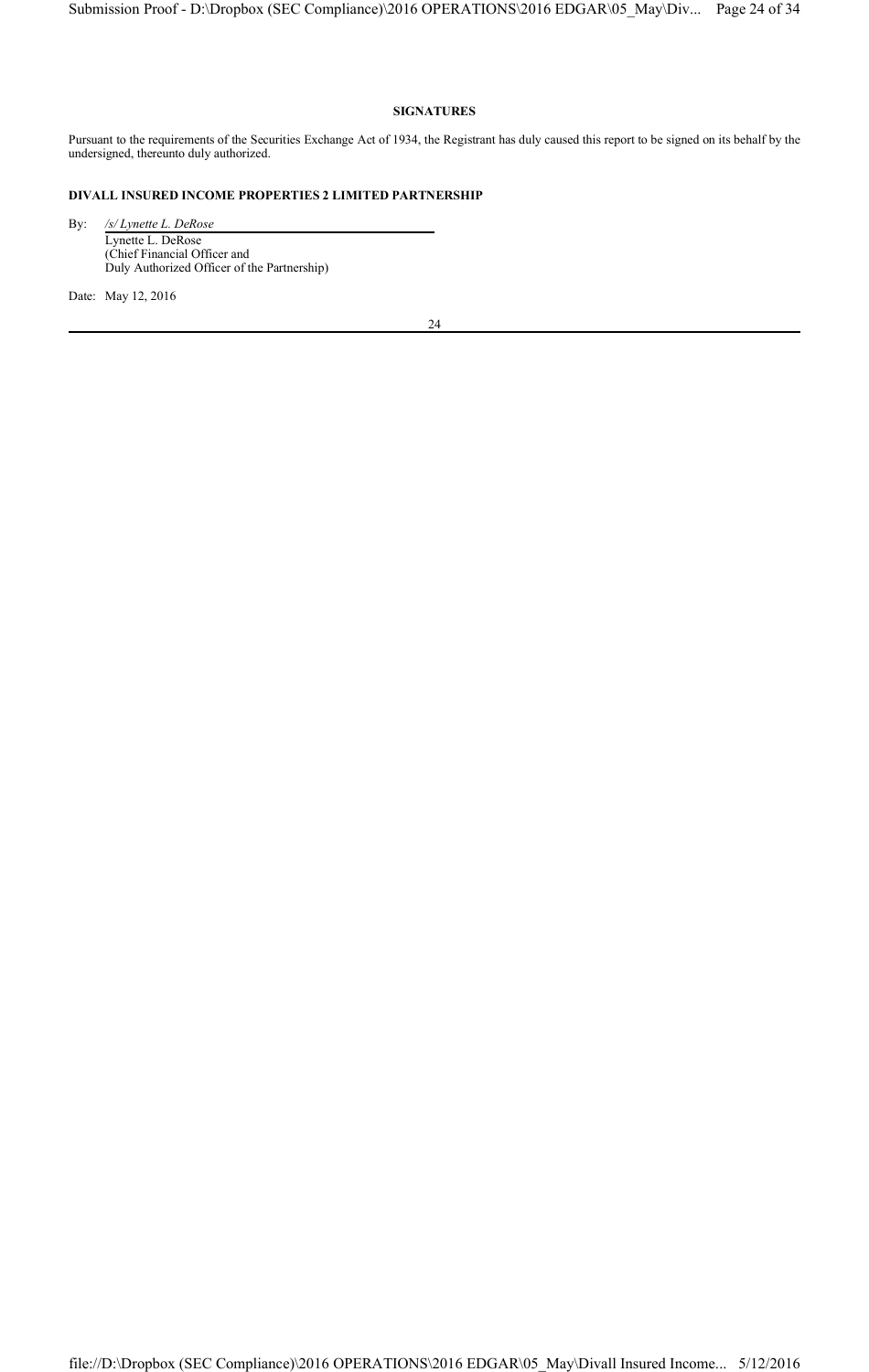**SIGNATURES**

Pursuant to the requirements of the Securities Exchange Act of 1934, the Registrant has duly caused this report to be signed on its behalf by the undersigned, thereunto duly authorized.

**DIVALL INSURED INCOME PROPERTIES 2 LIMITED PARTNERSHIP**

By: */s/ Lynette L. DeRose*
Lynette L. DeRose
(Chief Financial Officer and
Duly Authorized Officer of the Partnership)

Date: May 12, 2016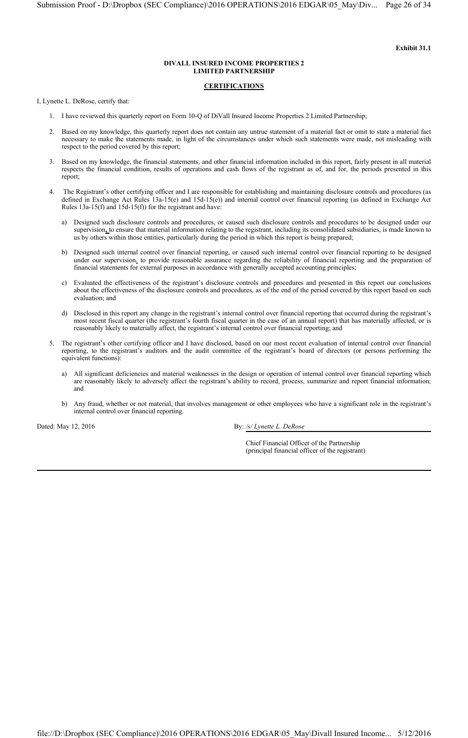**Exhibit 31.1**

**DIVALL INSURED INCOME PROPERTIES 2**
**LIMITED PARTNERSHIP**

**CERTIFICATIONS**

I, Lynette L. DeRose, certify that:

1. I have reviewed this quarterly report on Form 10-Q of DiVall Insured Income Properties 2 Limited Partnership;

2. Based on my knowledge, this quarterly report does not contain any untrue statement of a material fact or omit to state a material fact necessary to make the statements made, in light of the circumstances under which such statements were made, not misleading with respect to the period covered by this report;

3. Based on my knowledge, the financial statements, and other financial information included in this report, fairly present in all material respects the financial condition, results of operations and cash flows of the registrant as of, and for, the periods presented in this report;

4. The Registrant's other certifying officer and I are responsible for establishing and maintaining disclosure controls and procedures (as defined in Exchange Act Rules 13a-15(e) and 15d-15(e)) and internal control over financial reporting (as defined in Exchange Act Rules 13a-15(f) and 15d-15(f)) for the registrant and have:

   a) Designed such disclosure controls and procedures, or caused such disclosure controls and procedures to be designed under our supervision, to ensure that material information relating to the registrant, including its consolidated subsidiaries, is made known to us by others within those entities, particularly during the period in which this report is being prepared;

   b) Designed such internal control over financial reporting, or caused such internal control over financial reporting to be designed under our supervision, to provide reasonable assurance regarding the reliability of financial reporting and the preparation of financial statements for external purposes in accordance with generally accepted accounting principles;

   c) Evaluated the effectiveness of the registrant's disclosure controls and procedures and presented in this report our conclusions about the effectiveness of the disclosure controls and procedures, as of the end of the period covered by this report based on such evaluation; and

   d) Disclosed in this report any change in the registrant's internal control over financial reporting that occurred during the registrant's most recent fiscal quarter (the registrant's fourth fiscal quarter in the case of an annual report) that has materially affected, or is reasonably likely to materially affect, the registrant's internal control over financial reporting; and

5. The registrant's other certifying officer and I have disclosed, based on our most recent evaluation of internal control over financial reporting, to the registrant's auditors and the audit committee of the registrant's board of directors (or persons performing the equivalent functions):

   a) All significant deficiencies and material weaknesses in the design or operation of internal control over financial reporting which are reasonably likely to adversely affect the registrant's ability to record, process, summarize and report financial information; and

   b) Any fraud, whether or not material, that involves management or other employees who have a significant role in the registrant's internal control over financial reporting.

Dated: May 12, 2016

By: */s/ Lynette L. DeRose*

Chief Financial Officer of the Partnership
(principal financial officer of the registrant)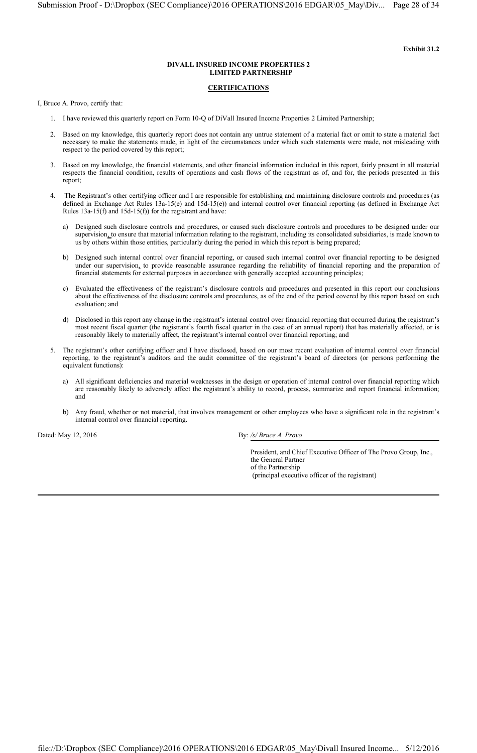**Exhibit 31.2**

**DIVALL INSURED INCOME PROPERTIES 2**
**LIMITED PARTNERSHIP**

**CERTIFICATIONS**

I, Bruce A. Provo, certify that:

1. I have reviewed this quarterly report on Form 10-Q of DiVall Insured Income Properties 2 Limited Partnership;

2. Based on my knowledge, this quarterly report does not contain any untrue statement of a material fact or omit to state a material fact necessary to make the statements made, in light of the circumstances under which such statements were made, not misleading with respect to the period covered by this report;

3. Based on my knowledge, the financial statements, and other financial information included in this report, fairly present in all material respects the financial condition, results of operations and cash flows of the registrant as of, and for, the periods presented in this report;

4. The Registrant's other certifying officer and I are responsible for establishing and maintaining disclosure controls and procedures (as defined in Exchange Act Rules 13a-15(e) and 15d-15(e)) and internal control over financial reporting (as defined in Exchange Act Rules 13a-15(f) and 15d-15(f)) for the registrant and have:

   a) Designed such disclosure controls and procedures, or caused such disclosure controls and procedures to be designed under our supervision, to ensure that material information relating to the registrant, including its consolidated subsidiaries, is made known to us by others within those entities, particularly during the period in which this report is being prepared;

   b) Designed such internal control over financial reporting, or caused such internal control over financial reporting to be designed under our supervision, to provide reasonable assurance regarding the reliability of financial reporting and the preparation of financial statements for external purposes in accordance with generally accepted accounting principles;

   c) Evaluated the effectiveness of the registrant's disclosure controls and procedures and presented in this report our conclusions about the effectiveness of the disclosure controls and procedures, as of the end of the period covered by this report based on such evaluation; and

   d) Disclosed in this report any change in the registrant's internal control over financial reporting that occurred during the registrant's most recent fiscal quarter (the registrant's fourth fiscal quarter in the case of an annual report) that has materially affected, or is reasonably likely to materially affect, the registrant's internal control over financial reporting; and

5. The registrant's other certifying officer and I have disclosed, based on our most recent evaluation of internal control over financial reporting, to the registrant's auditors and the audit committee of the registrant's board of directors (or persons performing the equivalent functions):

   a) All significant deficiencies and material weaknesses in the design or operation of internal control over financial reporting which are reasonably likely to adversely affect the registrant's ability to record, process, summarize and report financial information; and

   b) Any fraud, whether or not material, that involves management or other employees who have a significant role in the registrant's internal control over financial reporting.

Dated: May 12, 2016

By: */s/ Bruce A. Provo*

President, and Chief Executive Officer of The Provo Group, Inc.,
the General Partner
of the Partnership
(principal executive officer of the registrant)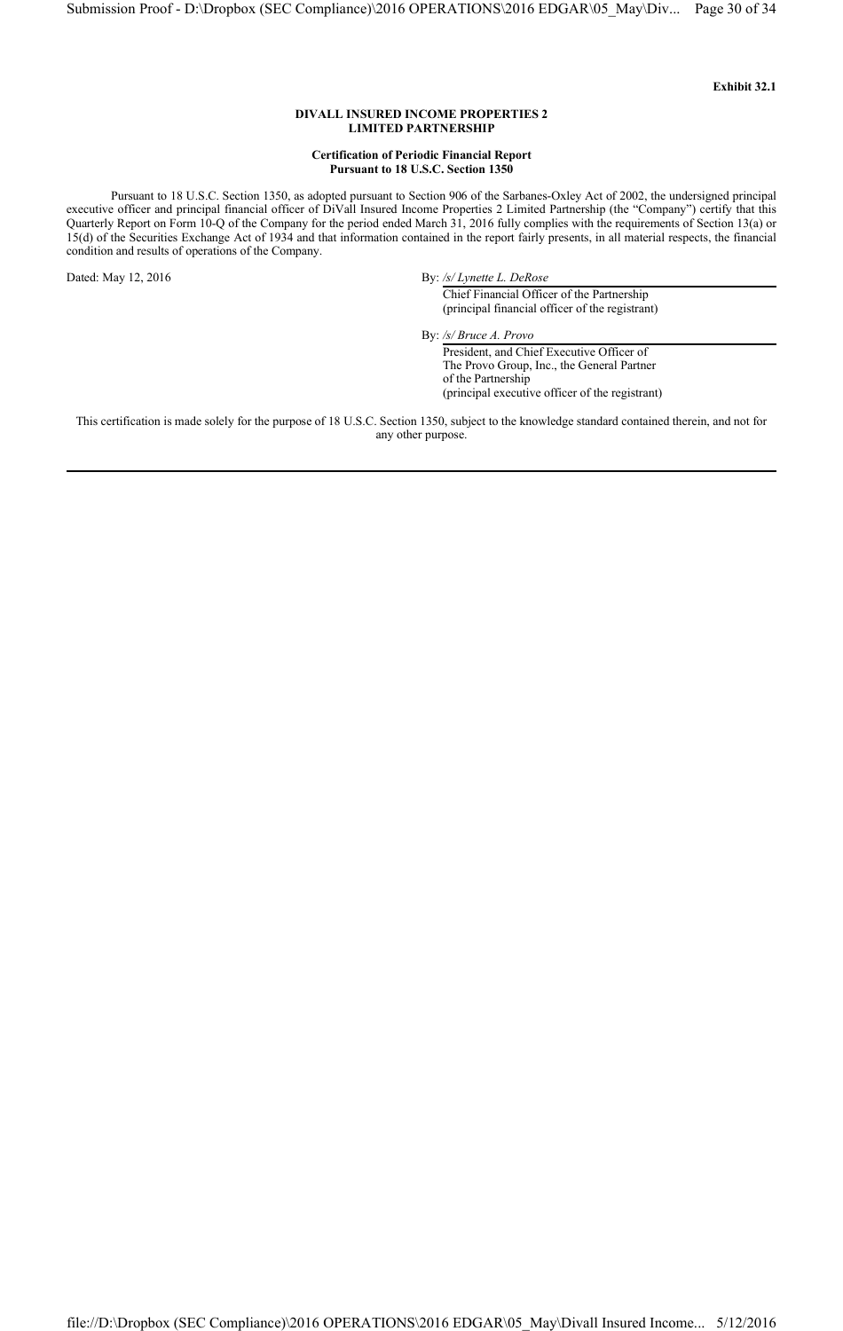**Exhibit 32.1**

**DIVALL INSURED INCOME PROPERTIES 2**
**LIMITED PARTNERSHIP**

**Certification of Periodic Financial Report**
**Pursuant to 18 U.S.C. Section 1350**

Pursuant to 18 U.S.C. Section 1350, as adopted pursuant to Section 906 of the Sarbanes-Oxley Act of 2002, the undersigned principal executive officer and principal financial officer of DiVall Insured Income Properties 2 Limited Partnership (the "Company") certify that this Quarterly Report on Form 10-Q of the Company for the period ended March 31, 2016 fully complies with the requirements of Section 13(a) or 15(d) of the Securities Exchange Act of 1934 and that information contained in the report fairly presents, in all material respects, the financial condition and results of operations of the Company.

Dated: May 12, 2016

By: */s/ Lynette L. DeRose*
Chief Financial Officer of the Partnership
(principal financial officer of the registrant)

By: */s/ Bruce A. Provo*
President, and Chief Executive Officer of
The Provo Group, Inc., the General Partner
of the Partnership
(principal executive officer of the registrant)

This certification is made solely for the purpose of 18 U.S.C. Section 1350, subject to the knowledge standard contained therein, and not for any other purpose.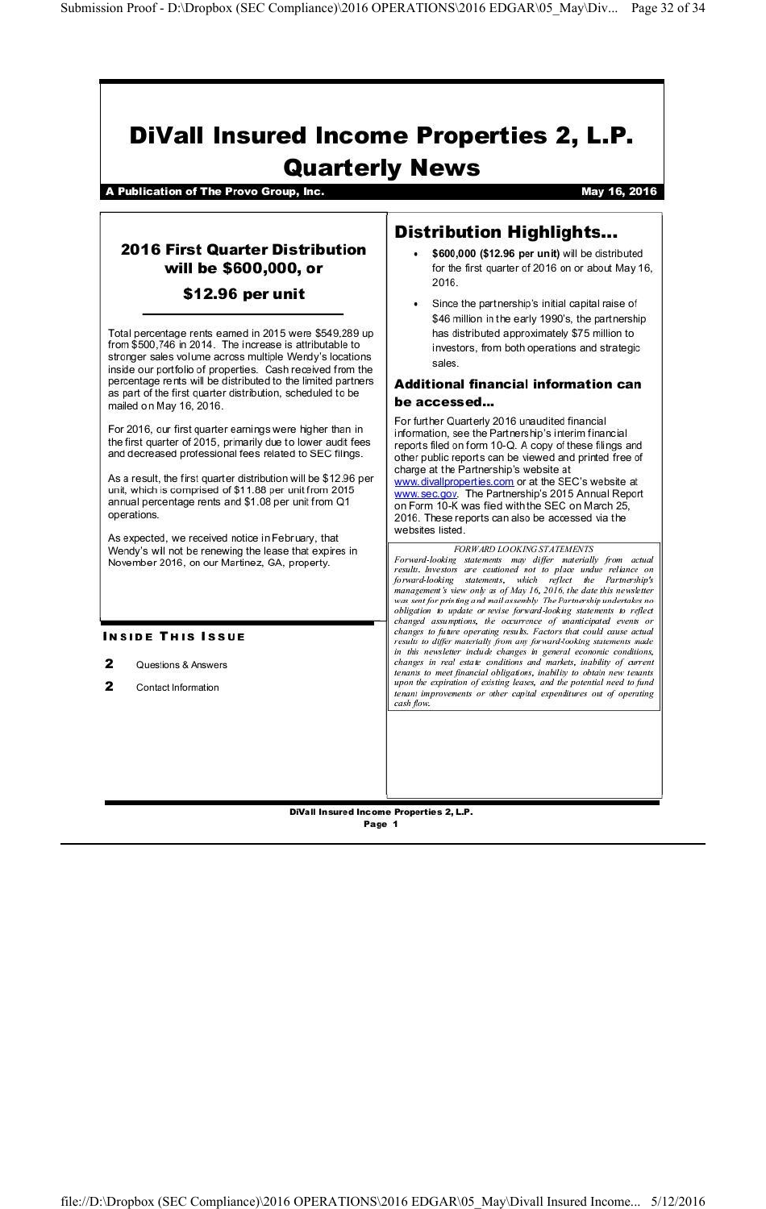# DiVall Insured Income Properties 2, L.P.
# Quarterly News

**A Publication of The Provo Group, Inc.** **May 16, 2016**

## 2016 First Quarter Distribution will be $600,000, or $12.96 per unit

Total percentage rents earned in 2015 were $549,289 up from $500,746 in 2014. The increase is attributable to stronger sales volume across multiple Wendy's locations inside our portfolio of properties. Cash received from the percentage rents will be distributed to the limited partners as part of the first quarter distribution, scheduled to be mailed on May 16, 2016.

For 2016, our first quarter earnings were higher than in the first quarter of 2015, primarily due to lower audit fees and decreased professional fees related to SEC filings.

As a result, the first quarter distribution will be $12.96 per unit, which is comprised of $11.88 per unit from 2015 annual percentage rents and $1.08 per unit from Q1 operations.

As expected, we received notice in February, that Wendy's will not be renewing the lease that expires in November 2016, on our Martinez, GA, property.

### Inside This Issue

- **2** Questions & Answers
- **2** Contact Information

## Distribution Highlights...

- **$600,000 ($12.96 per unit)** will be distributed for the first quarter of 2016 on or about May 16, 2016.
- Since the partnership's initial capital raise of $46 million in the early 1990's, the partnership has distributed approximately $75 million to investors, from both operations and strategic sales.

## Additional financial information can be accessed...

For further Quarterly 2016 unaudited financial information, see the Partnership's interim financial reports filed on form 10-Q. A copy of these filings and other public reports can be viewed and printed free of charge at the Partnership's website at www.divallproperties.com or at the SEC's website at www.sec.gov. The Partnership's 2015 Annual Report on Form 10-K was filed with the SEC on March 25, 2016. These reports can also be accessed via the websites listed.

*FORWARD LOOKING STATEMENTS*

*Forward-looking statements may differ materially from actual results. Investors are cautioned not to place undue reliance on forward-looking statements, which reflect the Partnership's management's view only as of May 16, 2016, the date this newsletter was sent for printing and mail assembly. The Partnership undertakes no obligation to update or revise forward-looking statements to reflect changed assumptions, the occurrence of unanticipated events or changes to future operating results. Factors that could cause actual results to differ materially from any forward-looking statements made in this newsletter include changes in general economic conditions, changes in real estate conditions and markets, inability of current tenants to meet financial obligations, inability to obtain new tenants upon the expiration of existing leases, and the potential need to fund tenant improvements or other capital expenditures out of operating cash flow.*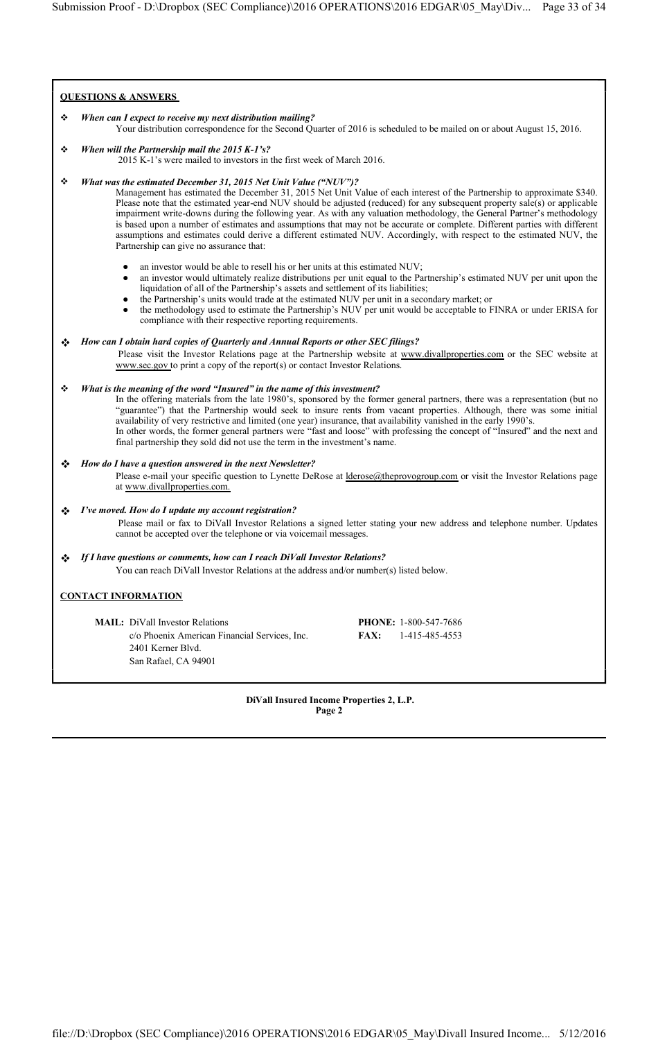## QUESTIONS & ANSWERS

- ***When can I expect to receive my next distribution mailing?***
  Your distribution correspondence for the Second Quarter of 2016 is scheduled to be mailed on or about August 15, 2016.

- ***When will the Partnership mail the 2015 K-1's?***
  2015 K-1's were mailed to investors in the first week of March 2016.

- ***What was the estimated December 31, 2015 Net Unit Value ("NUV")?***
  Management has estimated the December 31, 2015 Net Unit Value of each interest of the Partnership to approximate $340. Please note that the estimated year-end NUV should be adjusted (reduced) for any subsequent property sale(s) or applicable impairment write-downs during the following year. As with any valuation methodology, the General Partner's methodology is based upon a number of estimates and assumptions that may not be accurate or complete. Different parties with different assumptions and estimates could derive a different estimated NUV. Accordingly, with respect to the estimated NUV, the Partnership can give no assurance that:

  - an investor would be able to resell his or her units at this estimated NUV;
  - an investor would ultimately realize distributions per unit equal to the Partnership's estimated NUV per unit upon the liquidation of all of the Partnership's assets and settlement of its liabilities;
  - the Partnership's units would trade at the estimated NUV per unit in a secondary market; or
  - the methodology used to estimate the Partnership's NUV per unit would be acceptable to FINRA or under ERISA for compliance with their respective reporting requirements.

- ***How can I obtain hard copies of Quarterly and Annual Reports or other SEC filings?***
  Please visit the Investor Relations page at the Partnership website at www.divallproperties.com or the SEC website at www.sec.gov to print a copy of the report(s) or contact Investor Relations.

- ***What is the meaning of the word "Insured" in the name of this investment?***
  In the offering materials from the late 1980's, sponsored by the former general partners, there was a representation (but no "guarantee") that the Partnership would seek to insure rents from vacant properties. Although, there was some initial availability of very restrictive and limited (one year) insurance, that availability vanished in the early 1990's.
  In other words, the former general partners were "fast and loose" with professing the concept of "Insured" and the next and final partnership they sold did not use the term in the investment's name.

- ***How do I have a question answered in the next Newsletter?***
  Please e-mail your specific question to Lynette DeRose at lderose@theprovogroup.com or visit the Investor Relations page at www.divallproperties.com.

- ***I've moved. How do I update my account registration?***
  Please mail or fax to DiVall Investor Relations a signed letter stating your new address and telephone number. Updates cannot be accepted over the telephone or via voicemail messages.

- ***If I have questions or comments, how can I reach DiVall Investor Relations?***
  You can reach DiVall Investor Relations at the address and/or number(s) listed below.

## CONTACT INFORMATION

**MAIL:** DiVall Investor Relations
c/o Phoenix American Financial Services, Inc.
2401 Kerner Blvd.
San Rafael, CA 94901

**PHONE:** 1-800-547-7686
**FAX:** 1-415-485-4553

**DiVall Insured Income Properties 2, L.P.**